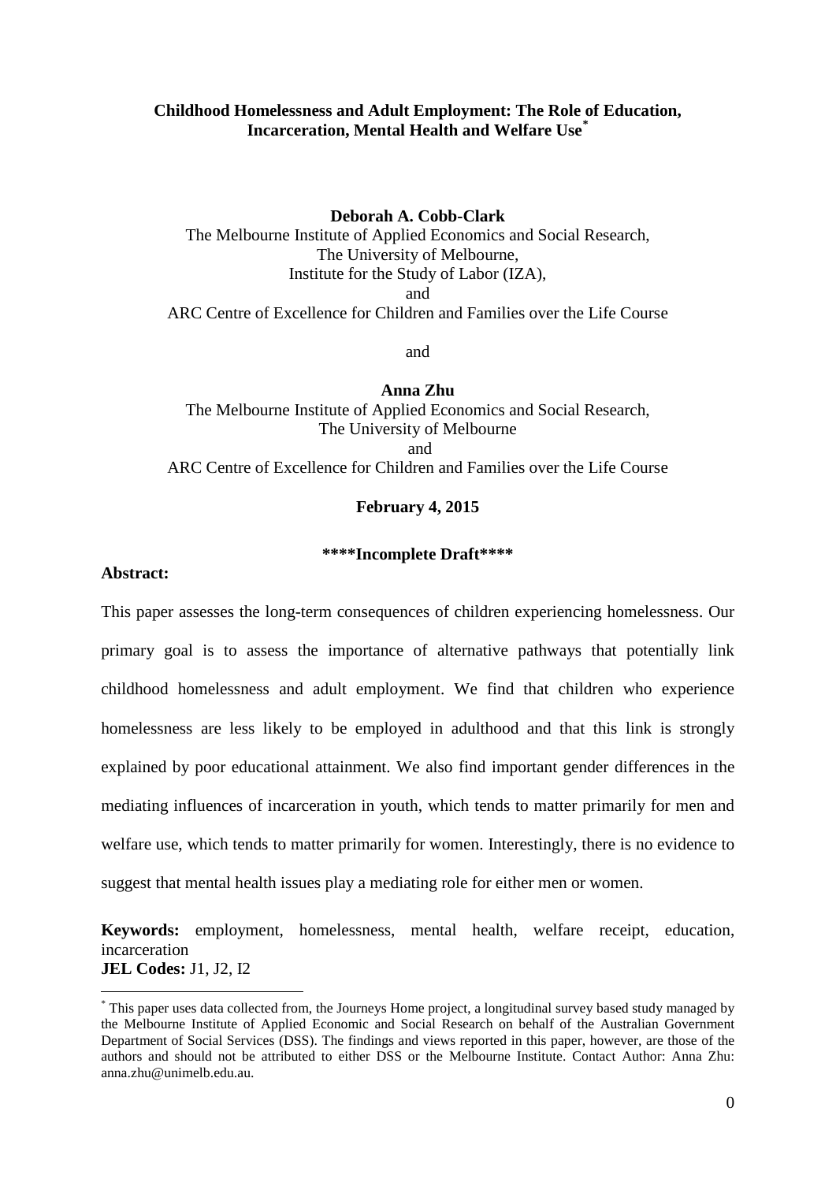# Childhood Homelessness and Adult Employment: The Role of Education, Incarceration, Mental Health and Welfare Use[*]

**Deborah A. Cobb-Clark**

The Melbourne Institute of Applied Economics and Social Research,
The University of Melbourne,
Institute for the Study of Labor (IZA),
and
ARC Centre of Excellence for Children and Families over the Life Course

and

**Anna Zhu**

The Melbourne Institute of Applied Economics and Social Research,
The University of Melbourne
and
ARC Centre of Excellence for Children and Families over the Life Course

**February 4, 2015**

**\*\*\*\*Incomplete Draft\*\*\*\***

**Abstract:**

This paper assesses the long-term consequences of children experiencing homelessness. Our primary goal is to assess the importance of alternative pathways that potentially link childhood homelessness and adult employment. We find that children who experience homelessness are less likely to be employed in adulthood and that this link is strongly explained by poor educational attainment. We also find important gender differences in the mediating influences of incarceration in youth, which tends to matter primarily for men and welfare use, which tends to matter primarily for women. Interestingly, there is no evidence to suggest that mental health issues play a mediating role for either men or women.

**Keywords:** employment, homelessness, mental health, welfare receipt, education, incarceration

**JEL Codes:** J1, J2, I2

[*] This paper uses data collected from, the Journeys Home project, a longitudinal survey based study managed by the Melbourne Institute of Applied Economic and Social Research on behalf of the Australian Government Department of Social Services (DSS). The findings and views reported in this paper, however, are those of the authors and should not be attributed to either DSS or the Melbourne Institute. Contact Author: Anna Zhu: anna.zhu@unimelb.edu.au.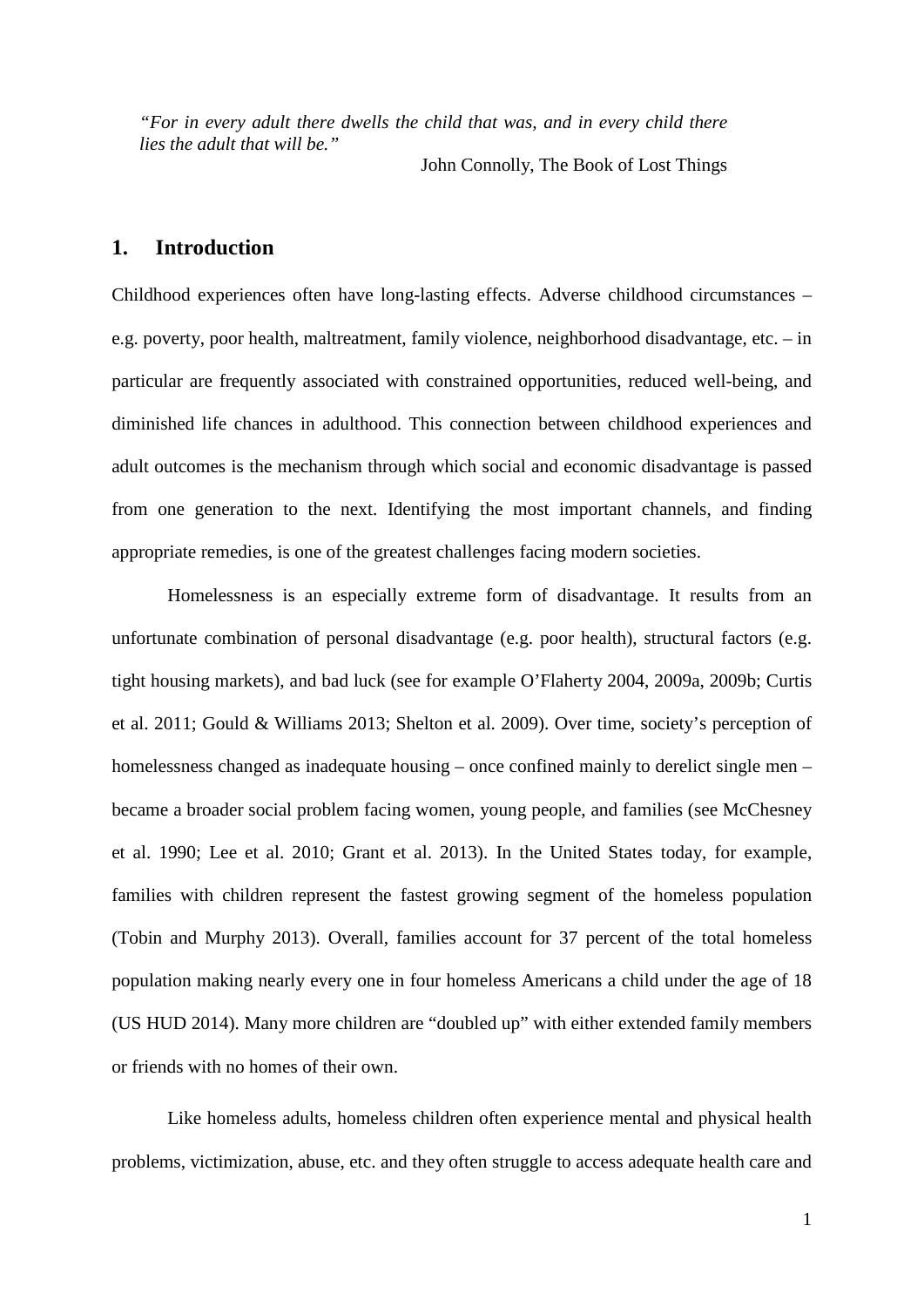*"For in every adult there dwells the child that was, and in every child there lies the adult that will be."*

John Connolly, The Book of Lost Things

## 1. Introduction

Childhood experiences often have long-lasting effects. Adverse childhood circumstances – e.g. poverty, poor health, maltreatment, family violence, neighborhood disadvantage, etc. – in particular are frequently associated with constrained opportunities, reduced well-being, and diminished life chances in adulthood. This connection between childhood experiences and adult outcomes is the mechanism through which social and economic disadvantage is passed from one generation to the next. Identifying the most important channels, and finding appropriate remedies, is one of the greatest challenges facing modern societies.

Homelessness is an especially extreme form of disadvantage. It results from an unfortunate combination of personal disadvantage (e.g. poor health), structural factors (e.g. tight housing markets), and bad luck (see for example O'Flaherty 2004, 2009a, 2009b; Curtis et al. 2011; Gould & Williams 2013; Shelton et al. 2009). Over time, society's perception of homelessness changed as inadequate housing – once confined mainly to derelict single men – became a broader social problem facing women, young people, and families (see McChesney et al. 1990; Lee et al. 2010; Grant et al. 2013). In the United States today, for example, families with children represent the fastest growing segment of the homeless population (Tobin and Murphy 2013). Overall, families account for 37 percent of the total homeless population making nearly every one in four homeless Americans a child under the age of 18 (US HUD 2014). Many more children are "doubled up" with either extended family members or friends with no homes of their own.

Like homeless adults, homeless children often experience mental and physical health problems, victimization, abuse, etc. and they often struggle to access adequate health care and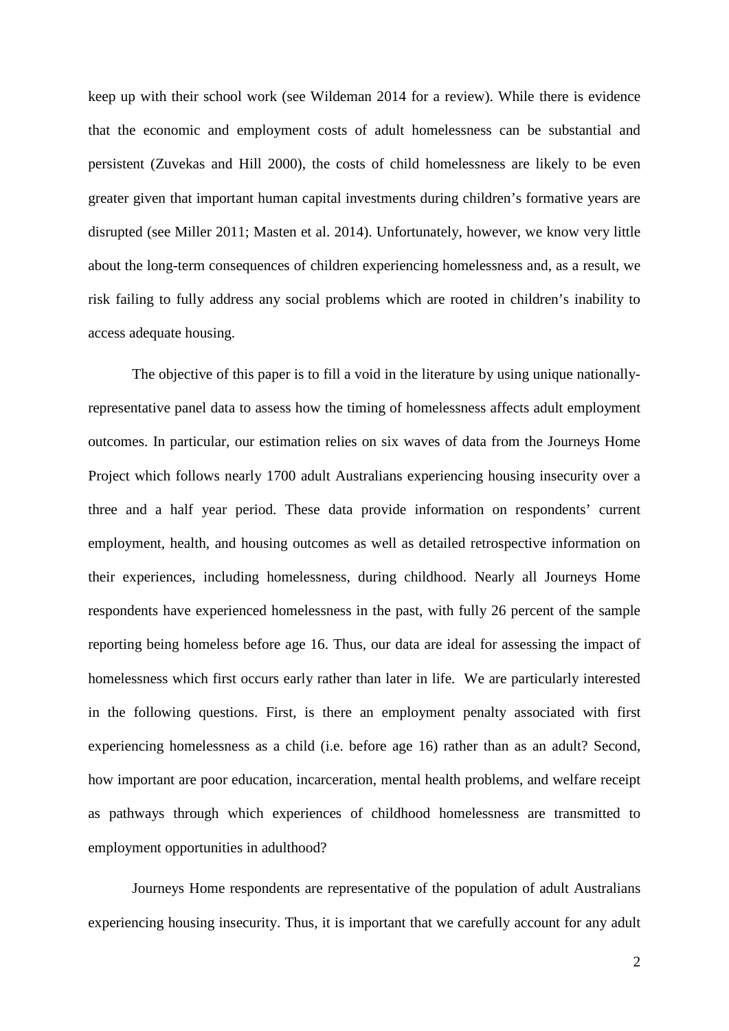keep up with their school work (see Wildeman 2014 for a review). While there is evidence that the economic and employment costs of adult homelessness can be substantial and persistent (Zuvekas and Hill 2000), the costs of child homelessness are likely to be even greater given that important human capital investments during children's formative years are disrupted (see Miller 2011; Masten et al. 2014). Unfortunately, however, we know very little about the long-term consequences of children experiencing homelessness and, as a result, we risk failing to fully address any social problems which are rooted in children's inability to access adequate housing.

The objective of this paper is to fill a void in the literature by using unique nationally-representative panel data to assess how the timing of homelessness affects adult employment outcomes. In particular, our estimation relies on six waves of data from the Journeys Home Project which follows nearly 1700 adult Australians experiencing housing insecurity over a three and a half year period. These data provide information on respondents' current employment, health, and housing outcomes as well as detailed retrospective information on their experiences, including homelessness, during childhood. Nearly all Journeys Home respondents have experienced homelessness in the past, with fully 26 percent of the sample reporting being homeless before age 16. Thus, our data are ideal for assessing the impact of homelessness which first occurs early rather than later in life. We are particularly interested in the following questions. First, is there an employment penalty associated with first experiencing homelessness as a child (i.e. before age 16) rather than as an adult? Second, how important are poor education, incarceration, mental health problems, and welfare receipt as pathways through which experiences of childhood homelessness are transmitted to employment opportunities in adulthood?

Journeys Home respondents are representative of the population of adult Australians experiencing housing insecurity. Thus, it is important that we carefully account for any adult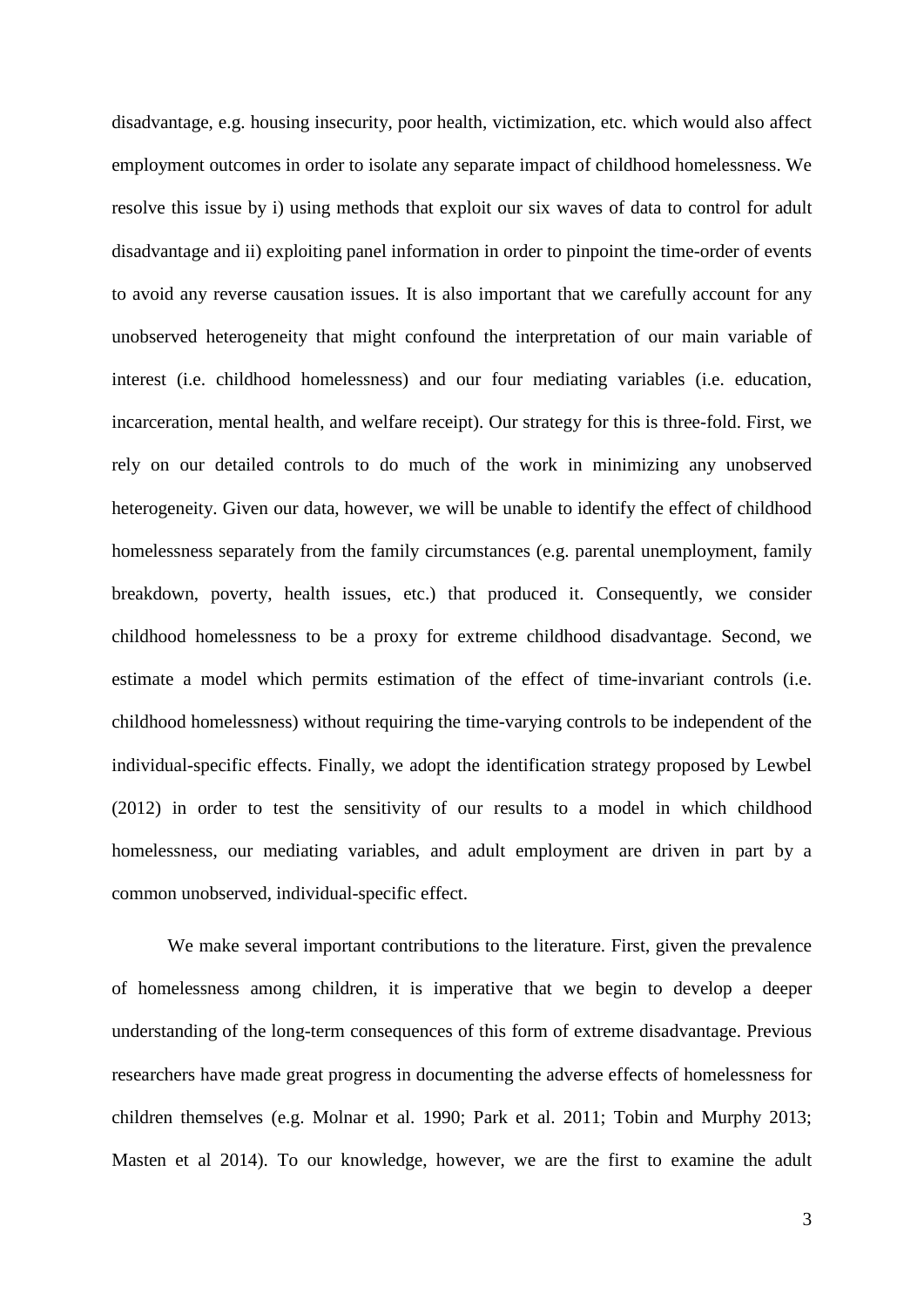disadvantage, e.g. housing insecurity, poor health, victimization, etc. which would also affect employment outcomes in order to isolate any separate impact of childhood homelessness. We resolve this issue by i) using methods that exploit our six waves of data to control for adult disadvantage and ii) exploiting panel information in order to pinpoint the time-order of events to avoid any reverse causation issues. It is also important that we carefully account for any unobserved heterogeneity that might confound the interpretation of our main variable of interest (i.e. childhood homelessness) and our four mediating variables (i.e. education, incarceration, mental health, and welfare receipt). Our strategy for this is three-fold. First, we rely on our detailed controls to do much of the work in minimizing any unobserved heterogeneity. Given our data, however, we will be unable to identify the effect of childhood homelessness separately from the family circumstances (e.g. parental unemployment, family breakdown, poverty, health issues, etc.) that produced it. Consequently, we consider childhood homelessness to be a proxy for extreme childhood disadvantage. Second, we estimate a model which permits estimation of the effect of time-invariant controls (i.e. childhood homelessness) without requiring the time-varying controls to be independent of the individual-specific effects. Finally, we adopt the identification strategy proposed by Lewbel (2012) in order to test the sensitivity of our results to a model in which childhood homelessness, our mediating variables, and adult employment are driven in part by a common unobserved, individual-specific effect.

We make several important contributions to the literature. First, given the prevalence of homelessness among children, it is imperative that we begin to develop a deeper understanding of the long-term consequences of this form of extreme disadvantage. Previous researchers have made great progress in documenting the adverse effects of homelessness for children themselves (e.g. Molnar et al. 1990; Park et al. 2011; Tobin and Murphy 2013; Masten et al 2014). To our knowledge, however, we are the first to examine the adult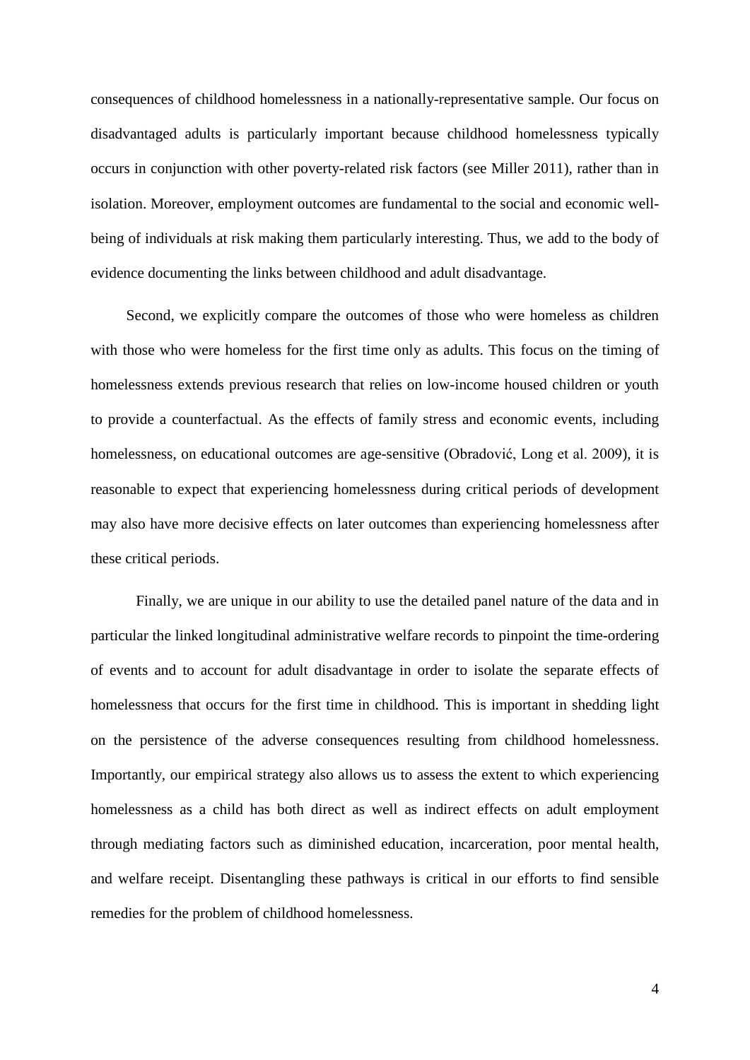consequences of childhood homelessness in a nationally-representative sample. Our focus on disadvantaged adults is particularly important because childhood homelessness typically occurs in conjunction with other poverty-related risk factors (see Miller 2011), rather than in isolation. Moreover, employment outcomes are fundamental to the social and economic well-being of individuals at risk making them particularly interesting. Thus, we add to the body of evidence documenting the links between childhood and adult disadvantage.

Second, we explicitly compare the outcomes of those who were homeless as children with those who were homeless for the first time only as adults. This focus on the timing of homelessness extends previous research that relies on low-income housed children or youth to provide a counterfactual. As the effects of family stress and economic events, including homelessness, on educational outcomes are age-sensitive (Obradović, Long et al. 2009), it is reasonable to expect that experiencing homelessness during critical periods of development may also have more decisive effects on later outcomes than experiencing homelessness after these critical periods.

Finally, we are unique in our ability to use the detailed panel nature of the data and in particular the linked longitudinal administrative welfare records to pinpoint the time-ordering of events and to account for adult disadvantage in order to isolate the separate effects of homelessness that occurs for the first time in childhood. This is important in shedding light on the persistence of the adverse consequences resulting from childhood homelessness. Importantly, our empirical strategy also allows us to assess the extent to which experiencing homelessness as a child has both direct as well as indirect effects on adult employment through mediating factors such as diminished education, incarceration, poor mental health, and welfare receipt. Disentangling these pathways is critical in our efforts to find sensible remedies for the problem of childhood homelessness.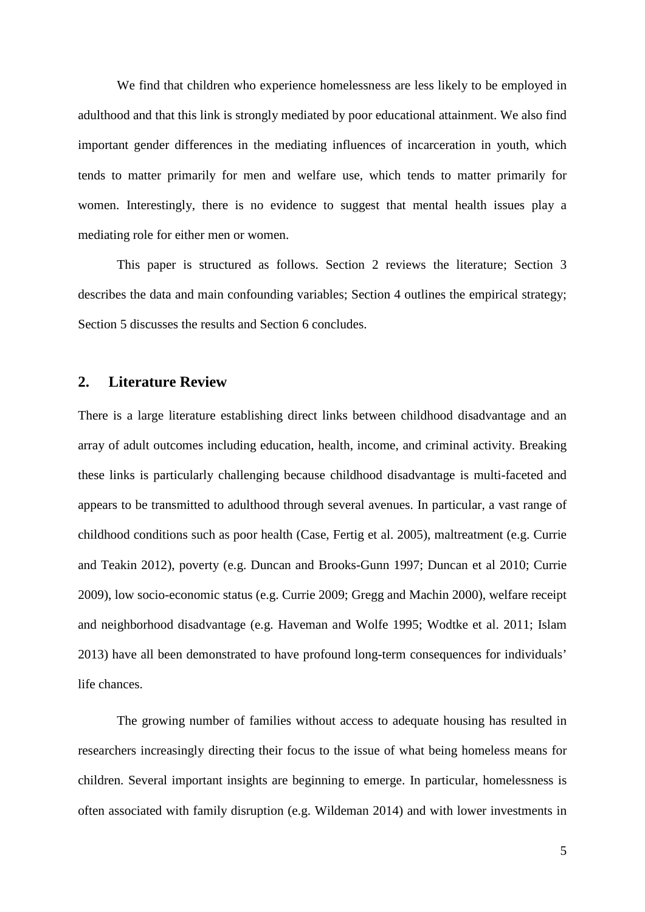We find that children who experience homelessness are less likely to be employed in adulthood and that this link is strongly mediated by poor educational attainment. We also find important gender differences in the mediating influences of incarceration in youth, which tends to matter primarily for men and welfare use, which tends to matter primarily for women. Interestingly, there is no evidence to suggest that mental health issues play a mediating role for either men or women.

This paper is structured as follows. Section 2 reviews the literature; Section 3 describes the data and main confounding variables; Section 4 outlines the empirical strategy; Section 5 discusses the results and Section 6 concludes.

## 2. Literature Review

There is a large literature establishing direct links between childhood disadvantage and an array of adult outcomes including education, health, income, and criminal activity. Breaking these links is particularly challenging because childhood disadvantage is multi-faceted and appears to be transmitted to adulthood through several avenues. In particular, a vast range of childhood conditions such as poor health (Case, Fertig et al. 2005), maltreatment (e.g. Currie and Teakin 2012), poverty (e.g. Duncan and Brooks-Gunn 1997; Duncan et al 2010; Currie 2009), low socio-economic status (e.g. Currie 2009; Gregg and Machin 2000), welfare receipt and neighborhood disadvantage (e.g. Haveman and Wolfe 1995; Wodtke et al. 2011; Islam 2013) have all been demonstrated to have profound long-term consequences for individuals' life chances.

The growing number of families without access to adequate housing has resulted in researchers increasingly directing their focus to the issue of what being homeless means for children. Several important insights are beginning to emerge. In particular, homelessness is often associated with family disruption (e.g. Wildeman 2014) and with lower investments in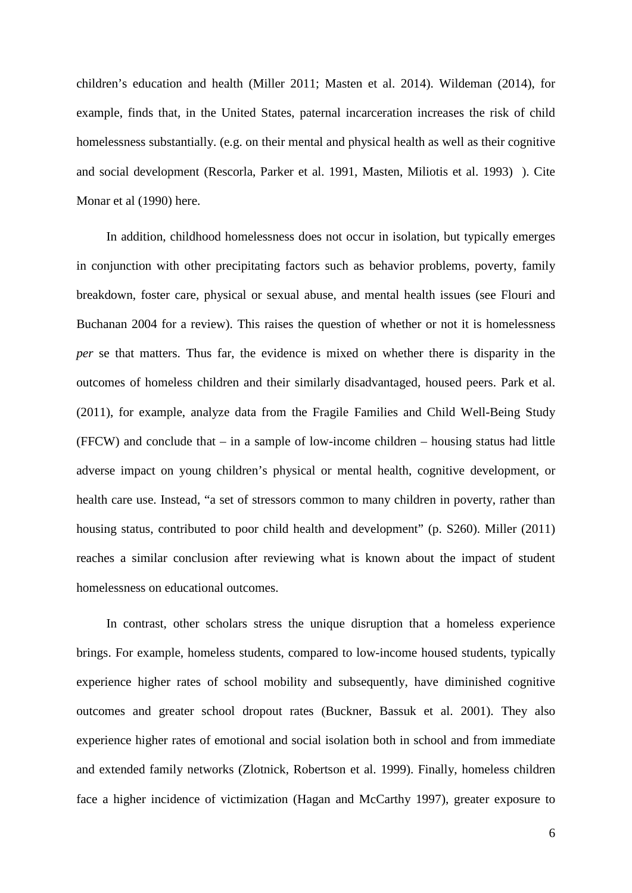children's education and health (Miller 2011; Masten et al. 2014). Wildeman (2014), for example, finds that, in the United States, paternal incarceration increases the risk of child homelessness substantially. (e.g. on their mental and physical health as well as their cognitive and social development (Rescorla, Parker et al. 1991, Masten, Miliotis et al. 1993) ). Cite Monar et al (1990) here.

In addition, childhood homelessness does not occur in isolation, but typically emerges in conjunction with other precipitating factors such as behavior problems, poverty, family breakdown, foster care, physical or sexual abuse, and mental health issues (see Flouri and Buchanan 2004 for a review). This raises the question of whether or not it is homelessness *per* se that matters. Thus far, the evidence is mixed on whether there is disparity in the outcomes of homeless children and their similarly disadvantaged, housed peers. Park et al. (2011), for example, analyze data from the Fragile Families and Child Well-Being Study (FFCW) and conclude that – in a sample of low-income children – housing status had little adverse impact on young children's physical or mental health, cognitive development, or health care use. Instead, "a set of stressors common to many children in poverty, rather than housing status, contributed to poor child health and development" (p. S260). Miller (2011) reaches a similar conclusion after reviewing what is known about the impact of student homelessness on educational outcomes.

In contrast, other scholars stress the unique disruption that a homeless experience brings. For example, homeless students, compared to low-income housed students, typically experience higher rates of school mobility and subsequently, have diminished cognitive outcomes and greater school dropout rates (Buckner, Bassuk et al. 2001). They also experience higher rates of emotional and social isolation both in school and from immediate and extended family networks (Zlotnick, Robertson et al. 1999). Finally, homeless children face a higher incidence of victimization (Hagan and McCarthy 1997), greater exposure to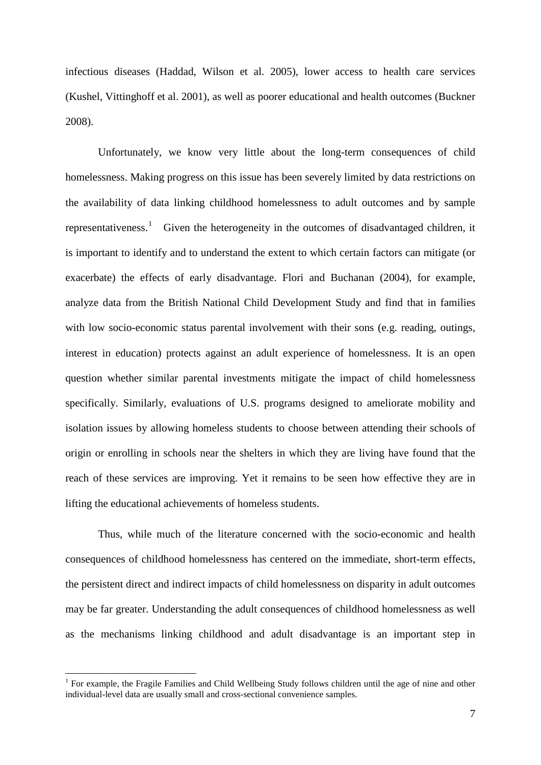infectious diseases (Haddad, Wilson et al. 2005), lower access to health care services (Kushel, Vittinghoff et al. 2001), as well as poorer educational and health outcomes (Buckner 2008).

Unfortunately, we know very little about the long-term consequences of child homelessness. Making progress on this issue has been severely limited by data restrictions on the availability of data linking childhood homelessness to adult outcomes and by sample representativeness.[1] Given the heterogeneity in the outcomes of disadvantaged children, it is important to identify and to understand the extent to which certain factors can mitigate (or exacerbate) the effects of early disadvantage. Flori and Buchanan (2004), for example, analyze data from the British National Child Development Study and find that in families with low socio-economic status parental involvement with their sons (e.g. reading, outings, interest in education) protects against an adult experience of homelessness. It is an open question whether similar parental investments mitigate the impact of child homelessness specifically. Similarly, evaluations of U.S. programs designed to ameliorate mobility and isolation issues by allowing homeless students to choose between attending their schools of origin or enrolling in schools near the shelters in which they are living have found that the reach of these services are improving. Yet it remains to be seen how effective they are in lifting the educational achievements of homeless students.

Thus, while much of the literature concerned with the socio-economic and health consequences of childhood homelessness has centered on the immediate, short-term effects, the persistent direct and indirect impacts of child homelessness on disparity in adult outcomes may be far greater. Understanding the adult consequences of childhood homelessness as well as the mechanisms linking childhood and adult disadvantage is an important step in

[1] For example, the Fragile Families and Child Wellbeing Study follows children until the age of nine and other individual-level data are usually small and cross-sectional convenience samples.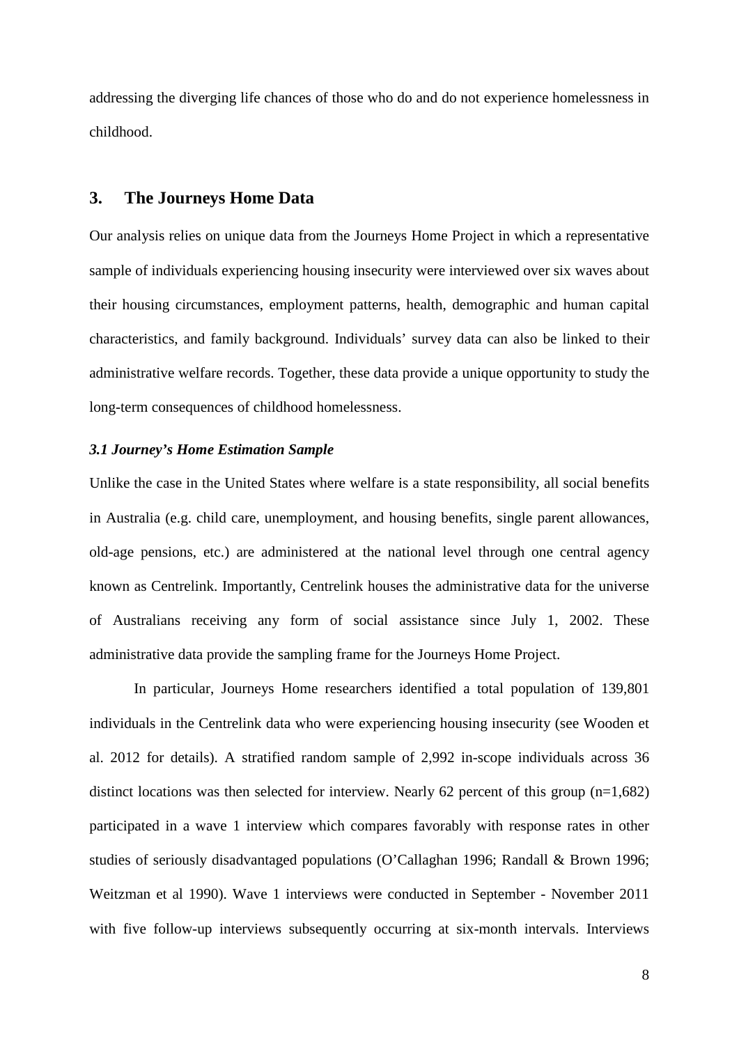addressing the diverging life chances of those who do and do not experience homelessness in childhood.

## 3. The Journeys Home Data

Our analysis relies on unique data from the Journeys Home Project in which a representative sample of individuals experiencing housing insecurity were interviewed over six waves about their housing circumstances, employment patterns, health, demographic and human capital characteristics, and family background. Individuals' survey data can also be linked to their administrative welfare records. Together, these data provide a unique opportunity to study the long-term consequences of childhood homelessness.

### *3.1 Journey's Home Estimation Sample*

Unlike the case in the United States where welfare is a state responsibility, all social benefits in Australia (e.g. child care, unemployment, and housing benefits, single parent allowances, old-age pensions, etc.) are administered at the national level through one central agency known as Centrelink. Importantly, Centrelink houses the administrative data for the universe of Australians receiving any form of social assistance since July 1, 2002. These administrative data provide the sampling frame for the Journeys Home Project.

In particular, Journeys Home researchers identified a total population of 139,801 individuals in the Centrelink data who were experiencing housing insecurity (see Wooden et al. 2012 for details). A stratified random sample of 2,992 in-scope individuals across 36 distinct locations was then selected for interview. Nearly 62 percent of this group (n=1,682) participated in a wave 1 interview which compares favorably with response rates in other studies of seriously disadvantaged populations (O'Callaghan 1996; Randall & Brown 1996; Weitzman et al 1990). Wave 1 interviews were conducted in September - November 2011 with five follow-up interviews subsequently occurring at six-month intervals. Interviews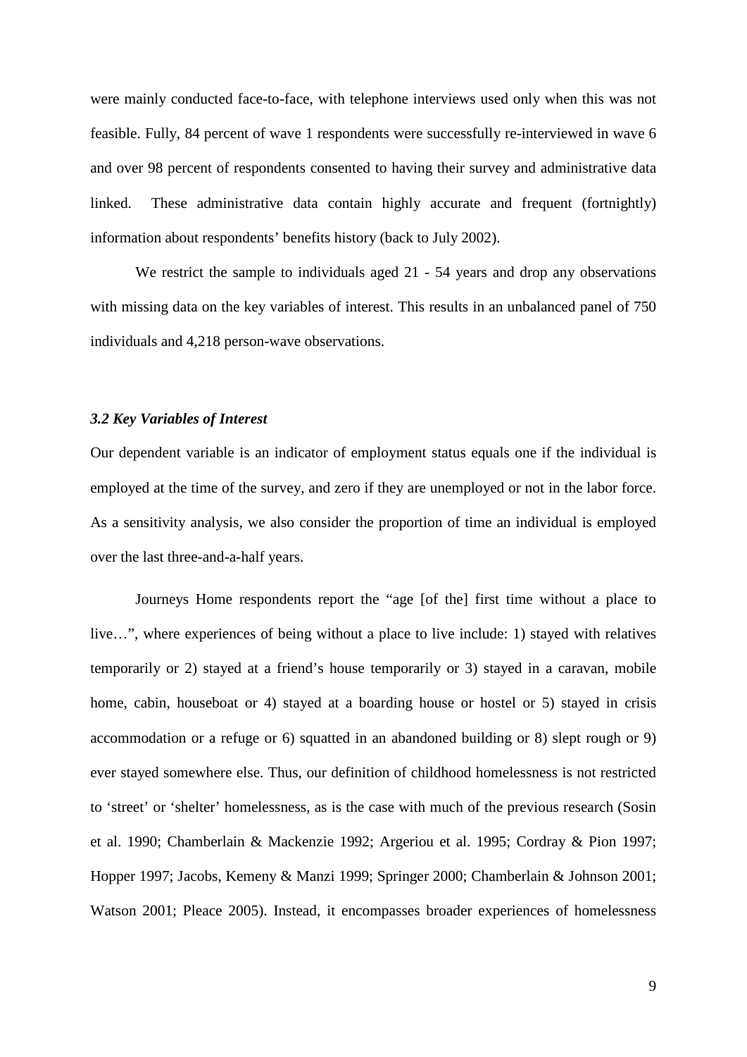were mainly conducted face-to-face, with telephone interviews used only when this was not feasible. Fully, 84 percent of wave 1 respondents were successfully re-interviewed in wave 6 and over 98 percent of respondents consented to having their survey and administrative data linked. These administrative data contain highly accurate and frequent (fortnightly) information about respondents' benefits history (back to July 2002).

We restrict the sample to individuals aged 21 - 54 years and drop any observations with missing data on the key variables of interest. This results in an unbalanced panel of 750 individuals and 4,218 person-wave observations.

### *3.2 Key Variables of Interest*

Our dependent variable is an indicator of employment status equals one if the individual is employed at the time of the survey, and zero if they are unemployed or not in the labor force. As a sensitivity analysis, we also consider the proportion of time an individual is employed over the last three-and-a-half years.

Journeys Home respondents report the "age [of the] first time without a place to live…", where experiences of being without a place to live include: 1) stayed with relatives temporarily or 2) stayed at a friend's house temporarily or 3) stayed in a caravan, mobile home, cabin, houseboat or 4) stayed at a boarding house or hostel or 5) stayed in crisis accommodation or a refuge or 6) squatted in an abandoned building or 8) slept rough or 9) ever stayed somewhere else. Thus, our definition of childhood homelessness is not restricted to 'street' or 'shelter' homelessness, as is the case with much of the previous research (Sosin et al. 1990; Chamberlain & Mackenzie 1992; Argeriou et al. 1995; Cordray & Pion 1997; Hopper 1997; Jacobs, Kemeny & Manzi 1999; Springer 2000; Chamberlain & Johnson 2001; Watson 2001; Pleace 2005). Instead, it encompasses broader experiences of homelessness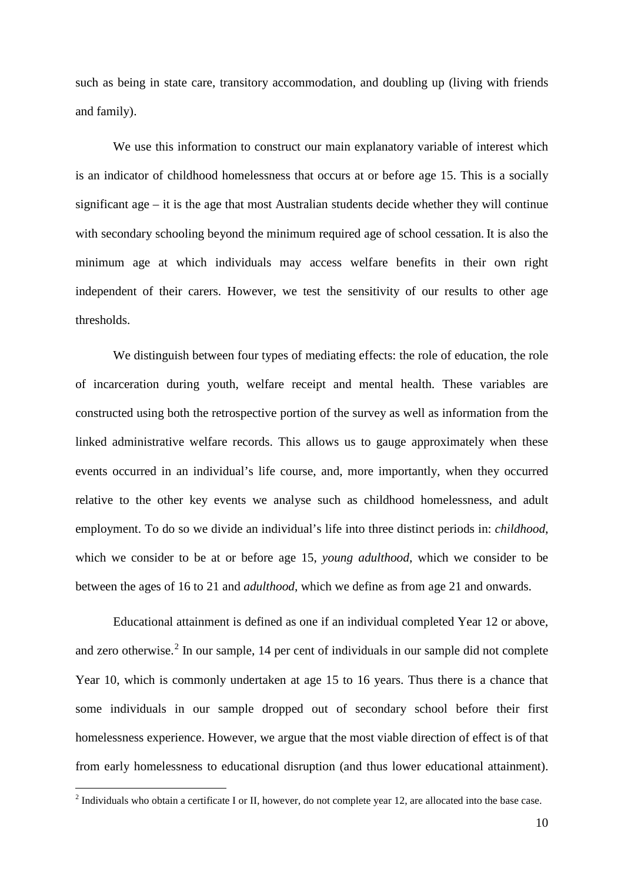such as being in state care, transitory accommodation, and doubling up (living with friends and family).

We use this information to construct our main explanatory variable of interest which is an indicator of childhood homelessness that occurs at or before age 15. This is a socially significant age – it is the age that most Australian students decide whether they will continue with secondary schooling beyond the minimum required age of school cessation. It is also the minimum age at which individuals may access welfare benefits in their own right independent of their carers. However, we test the sensitivity of our results to other age thresholds.

We distinguish between four types of mediating effects: the role of education, the role of incarceration during youth, welfare receipt and mental health. These variables are constructed using both the retrospective portion of the survey as well as information from the linked administrative welfare records. This allows us to gauge approximately when these events occurred in an individual's life course, and, more importantly, when they occurred relative to the other key events we analyse such as childhood homelessness, and adult employment. To do so we divide an individual's life into three distinct periods in: *childhood*, which we consider to be at or before age 15, *young adulthood*, which we consider to be between the ages of 16 to 21 and *adulthood*, which we define as from age 21 and onwards.

Educational attainment is defined as one if an individual completed Year 12 or above, and zero otherwise.[2] In our sample, 14 per cent of individuals in our sample did not complete Year 10, which is commonly undertaken at age 15 to 16 years. Thus there is a chance that some individuals in our sample dropped out of secondary school before their first homelessness experience. However, we argue that the most viable direction of effect is of that from early homelessness to educational disruption (and thus lower educational attainment).

[2] Individuals who obtain a certificate I or II, however, do not complete year 12, are allocated into the base case.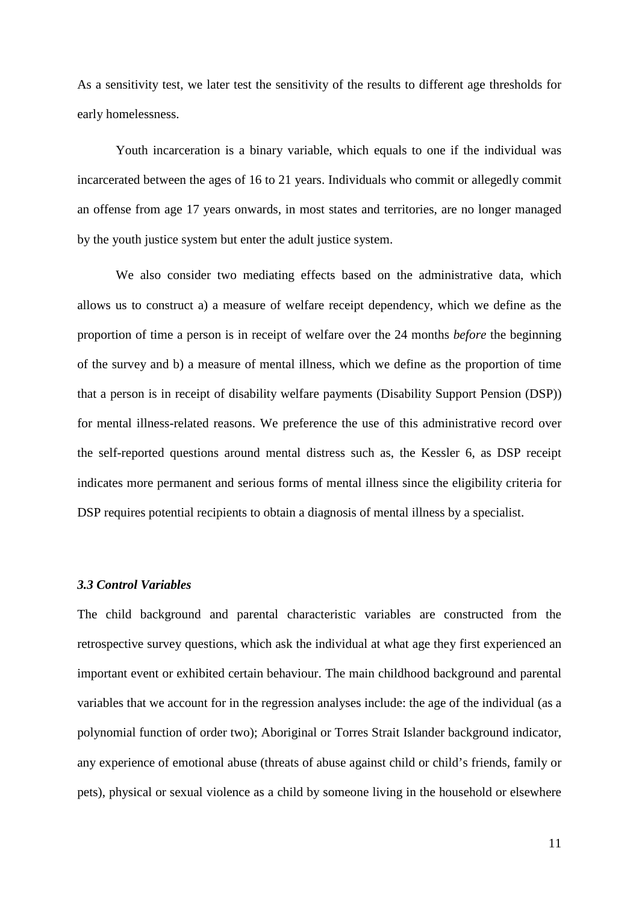As a sensitivity test, we later test the sensitivity of the results to different age thresholds for early homelessness.

Youth incarceration is a binary variable, which equals to one if the individual was incarcerated between the ages of 16 to 21 years. Individuals who commit or allegedly commit an offense from age 17 years onwards, in most states and territories, are no longer managed by the youth justice system but enter the adult justice system.

We also consider two mediating effects based on the administrative data, which allows us to construct a) a measure of welfare receipt dependency, which we define as the proportion of time a person is in receipt of welfare over the 24 months *before* the beginning of the survey and b) a measure of mental illness, which we define as the proportion of time that a person is in receipt of disability welfare payments (Disability Support Pension (DSP)) for mental illness-related reasons. We preference the use of this administrative record over the self-reported questions around mental distress such as, the Kessler 6, as DSP receipt indicates more permanent and serious forms of mental illness since the eligibility criteria for DSP requires potential recipients to obtain a diagnosis of mental illness by a specialist.

### *3.3 Control Variables*

The child background and parental characteristic variables are constructed from the retrospective survey questions, which ask the individual at what age they first experienced an important event or exhibited certain behaviour. The main childhood background and parental variables that we account for in the regression analyses include: the age of the individual (as a polynomial function of order two); Aboriginal or Torres Strait Islander background indicator, any experience of emotional abuse (threats of abuse against child or child's friends, family or pets), physical or sexual violence as a child by someone living in the household or elsewhere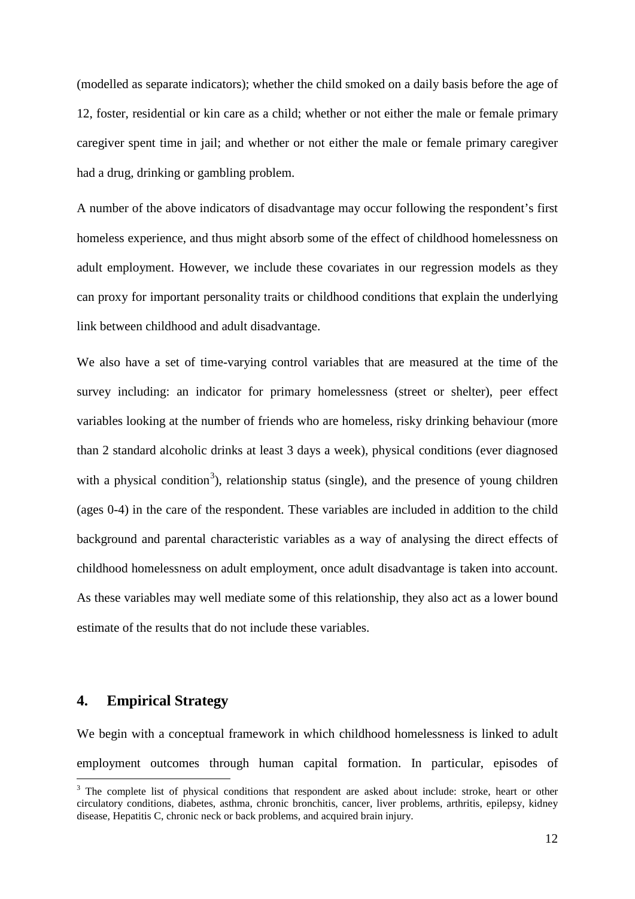(modelled as separate indicators); whether the child smoked on a daily basis before the age of 12, foster, residential or kin care as a child; whether or not either the male or female primary caregiver spent time in jail; and whether or not either the male or female primary caregiver had a drug, drinking or gambling problem.

A number of the above indicators of disadvantage may occur following the respondent's first homeless experience, and thus might absorb some of the effect of childhood homelessness on adult employment. However, we include these covariates in our regression models as they can proxy for important personality traits or childhood conditions that explain the underlying link between childhood and adult disadvantage.

We also have a set of time-varying control variables that are measured at the time of the survey including: an indicator for primary homelessness (street or shelter), peer effect variables looking at the number of friends who are homeless, risky drinking behaviour (more than 2 standard alcoholic drinks at least 3 days a week), physical conditions (ever diagnosed with a physical condition[3]), relationship status (single), and the presence of young children (ages 0-4) in the care of the respondent. These variables are included in addition to the child background and parental characteristic variables as a way of analysing the direct effects of childhood homelessness on adult employment, once adult disadvantage is taken into account. As these variables may well mediate some of this relationship, they also act as a lower bound estimate of the results that do not include these variables.

## 4. Empirical Strategy

We begin with a conceptual framework in which childhood homelessness is linked to adult employment outcomes through human capital formation. In particular, episodes of

[3] The complete list of physical conditions that respondent are asked about include: stroke, heart or other circulatory conditions, diabetes, asthma, chronic bronchitis, cancer, liver problems, arthritis, epilepsy, kidney disease, Hepatitis C, chronic neck or back problems, and acquired brain injury.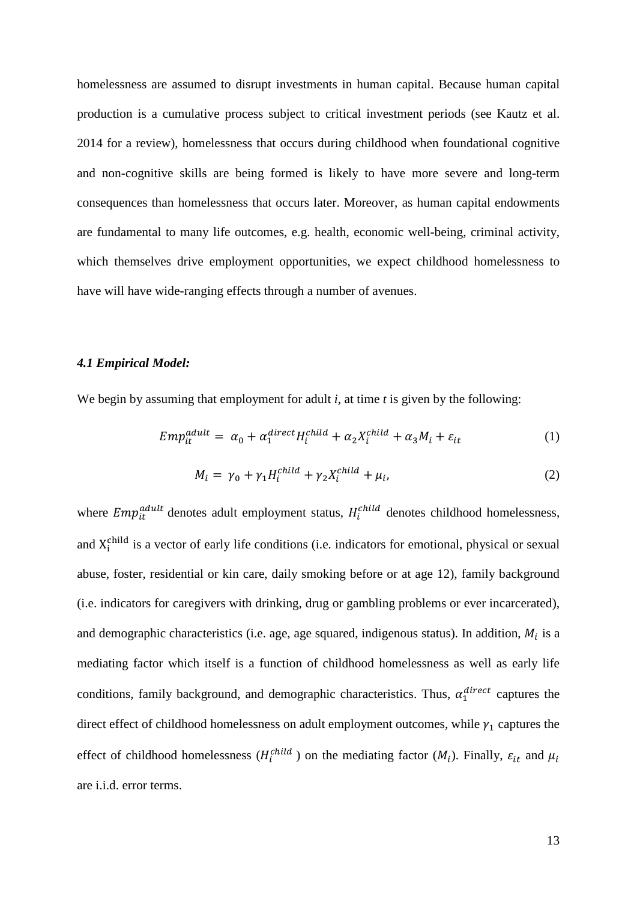homelessness are assumed to disrupt investments in human capital. Because human capital production is a cumulative process subject to critical investment periods (see Kautz et al. 2014 for a review), homelessness that occurs during childhood when foundational cognitive and non-cognitive skills are being formed is likely to have more severe and long-term consequences than homelessness that occurs later. Moreover, as human capital endowments are fundamental to many life outcomes, e.g. health, economic well-being, criminal activity, which themselves drive employment opportunities, we expect childhood homelessness to have will have wide-ranging effects through a number of avenues.

### *4.1 Empirical Model:*

We begin by assuming that employment for adult *i*, at time *t* is given by the following:

$$Emp_{it}^{adult} = \alpha_0 + \alpha_1^{direct} H_i^{child} + \alpha_2 X_i^{child} + \alpha_3 M_i + \varepsilon_{it} \tag{1}$$

$$M_i = \gamma_0 + \gamma_1 H_i^{child} + \gamma_2 X_i^{child} + \mu_i, \tag{2}$$

where $Emp_{it}^{adult}$ denotes adult employment status, $H_i^{child}$ denotes childhood homelessness, and $X_i^{child}$ is a vector of early life conditions (i.e. indicators for emotional, physical or sexual abuse, foster, residential or kin care, daily smoking before or at age 12), family background (i.e. indicators for caregivers with drinking, drug or gambling problems or ever incarcerated), and demographic characteristics (i.e. age, age squared, indigenous status). In addition, $M_i$ is a mediating factor which itself is a function of childhood homelessness as well as early life conditions, family background, and demographic characteristics. Thus, $\alpha_1^{direct}$ captures the direct effect of childhood homelessness on adult employment outcomes, while $\gamma_1$ captures the effect of childhood homelessness ($H_i^{child}$ ) on the mediating factor ($M_i$). Finally, $\varepsilon_{it}$ and $\mu_i$ are i.i.d. error terms.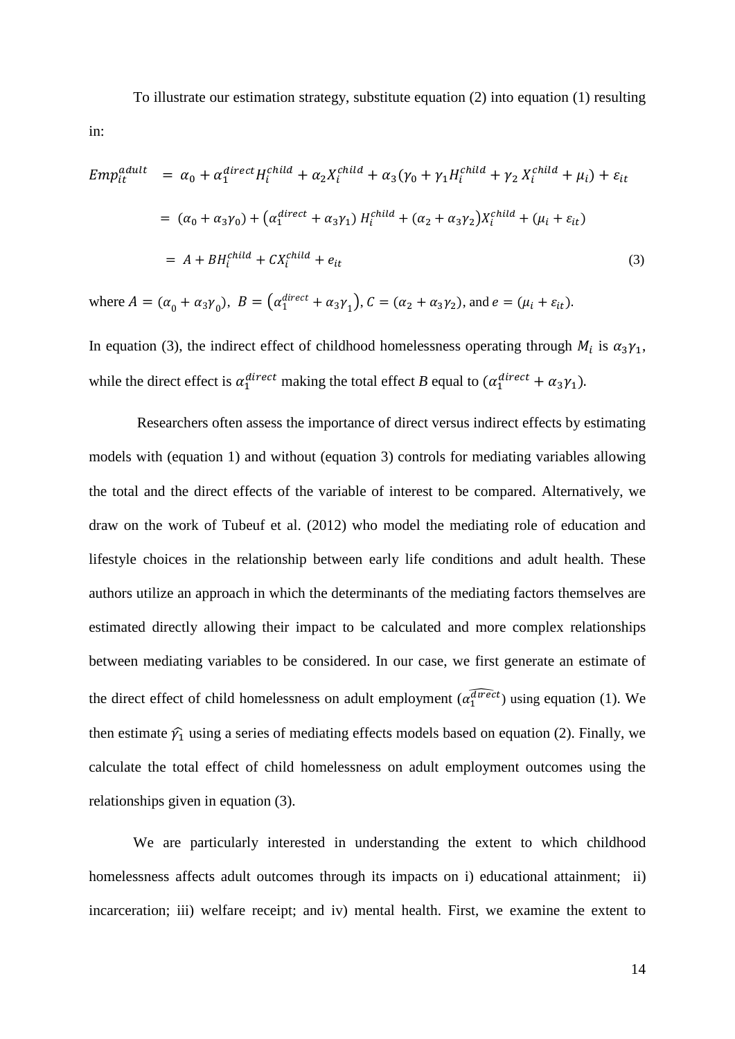To illustrate our estimation strategy, substitute equation (2) into equation (1) resulting in:

$$
\begin{aligned}
Emp_{it}^{adult} &= \alpha_0 + \alpha_1^{direct} H_i^{child} + \alpha_2 X_i^{child} + \alpha_3(\gamma_0 + \gamma_1 H_i^{child} + \gamma_2 X_i^{child} + \mu_i) + \varepsilon_{it} \\
&= (\alpha_0 + \alpha_3\gamma_0) + (\alpha_1^{direct} + \alpha_3\gamma_1) H_i^{child} + (\alpha_2 + \alpha_3\gamma_2) X_i^{child} + (\mu_i + \varepsilon_{it}) \\
&= A + B H_i^{child} + C X_i^{child} + e_{it} \qquad (3)
\end{aligned}
$$

where $A = (\alpha_0 + \alpha_3\gamma_0)$, $B = (\alpha_1^{direct} + \alpha_3\gamma_1)$, $C = (\alpha_2 + \alpha_3\gamma_2)$, and $e = (\mu_i + \varepsilon_{it})$.

In equation (3), the indirect effect of childhood homelessness operating through $M_i$ is $\alpha_3\gamma_1$, while the direct effect is $\alpha_1^{direct}$ making the total effect *B* equal to $(\alpha_1^{direct} + \alpha_3\gamma_1)$.

Researchers often assess the importance of direct versus indirect effects by estimating models with (equation 1) and without (equation 3) controls for mediating variables allowing the total and the direct effects of the variable of interest to be compared. Alternatively, we draw on the work of Tubeuf et al. (2012) who model the mediating role of education and lifestyle choices in the relationship between early life conditions and adult health. These authors utilize an approach in which the determinants of the mediating factors themselves are estimated directly allowing their impact to be calculated and more complex relationships between mediating variables to be considered. In our case, we first generate an estimate of the direct effect of child homelessness on adult employment ($\widehat{\alpha_1^{direct}}$) using equation (1). We then estimate $\widehat{\gamma_1}$ using a series of mediating effects models based on equation (2). Finally, we calculate the total effect of child homelessness on adult employment outcomes using the relationships given in equation (3).

We are particularly interested in understanding the extent to which childhood homelessness affects adult outcomes through its impacts on i) educational attainment; ii) incarceration; iii) welfare receipt; and iv) mental health. First, we examine the extent to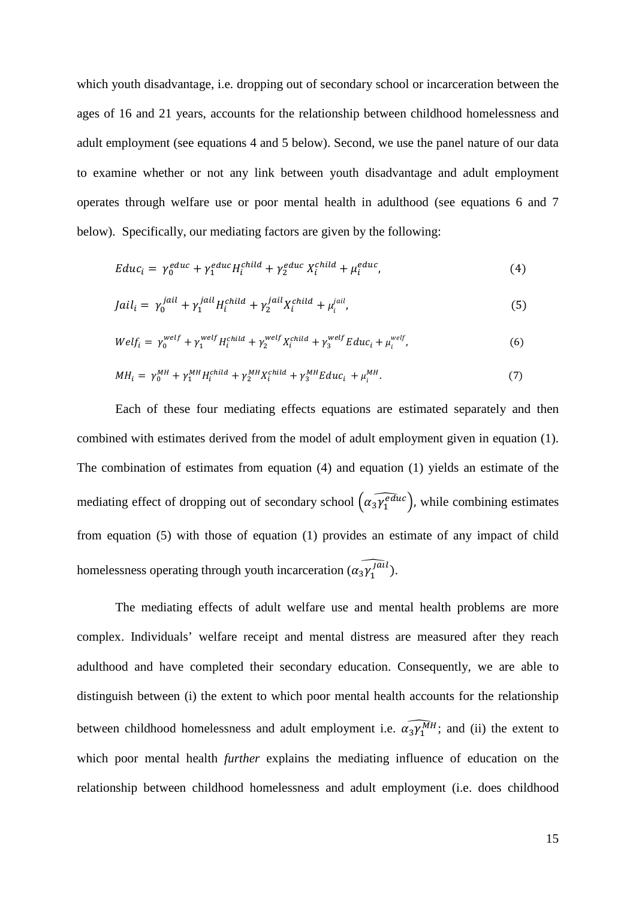which youth disadvantage, i.e. dropping out of secondary school or incarceration between the ages of 16 and 21 years, accounts for the relationship between childhood homelessness and adult employment (see equations 4 and 5 below). Second, we use the panel nature of our data to examine whether or not any link between youth disadvantage and adult employment operates through welfare use or poor mental health in adulthood (see equations 6 and 7 below). Specifically, our mediating factors are given by the following:

$$Educ_i = \gamma_0^{educ} + \gamma_1^{educ} H_i^{child} + \gamma_2^{educ} X_i^{child} + \mu_i^{educ}, \tag{4}$$

$$Jail_i = \gamma_0^{jail} + \gamma_1^{jail} H_i^{child} + \gamma_2^{jail} X_i^{child} + \mu_i^{jail}, \tag{5}$$

$$Welf_i = \gamma_0^{welf} + \gamma_1^{welf} H_i^{child} + \gamma_2^{welf} X_i^{child} + \gamma_3^{welf} Educ_i + \mu_i^{welf}, \tag{6}$$

$$MH_i = \gamma_0^{MH} + \gamma_1^{MH} H_i^{child} + \gamma_2^{MH} X_i^{child} + \gamma_3^{MH} Educ_i + \mu_i^{MH}. \tag{7}$$

Each of these four mediating effects equations are estimated separately and then combined with estimates derived from the model of adult employment given in equation (1). The combination of estimates from equation (4) and equation (1) yields an estimate of the mediating effect of dropping out of secondary school $\left(\widehat{\alpha_3 \gamma_1^{educ}}\right)$, while combining estimates from equation (5) with those of equation (1) provides an estimate of any impact of child homelessness operating through youth incarceration $(\widehat{\alpha_3 \gamma_1^{jail}})$.

The mediating effects of adult welfare use and mental health problems are more complex. Individuals' welfare receipt and mental distress are measured after they reach adulthood and have completed their secondary education. Consequently, we are able to distinguish between (i) the extent to which poor mental health accounts for the relationship between childhood homelessness and adult employment i.e. $\widehat{\alpha_3 \gamma_1^{MH}}$; and (ii) the extent to which poor mental health *further* explains the mediating influence of education on the relationship between childhood homelessness and adult employment (i.e. does childhood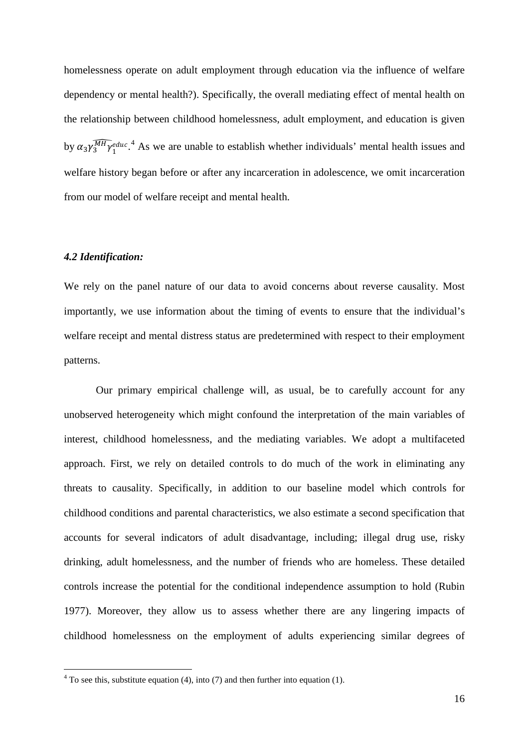homelessness operate on adult employment through education via the influence of welfare dependency or mental health?). Specifically, the overall mediating effect of mental health on the relationship between childhood homelessness, adult employment, and education is given by $\alpha_3 \gamma_3^{\widehat{MH}} \gamma_1^{educ}$.[4] As we are unable to establish whether individuals' mental health issues and welfare history began before or after any incarceration in adolescence, we omit incarceration from our model of welfare receipt and mental health.

### *4.2 Identification:*

We rely on the panel nature of our data to avoid concerns about reverse causality. Most importantly, we use information about the timing of events to ensure that the individual's welfare receipt and mental distress status are predetermined with respect to their employment patterns.

Our primary empirical challenge will, as usual, be to carefully account for any unobserved heterogeneity which might confound the interpretation of the main variables of interest, childhood homelessness, and the mediating variables. We adopt a multifaceted approach. First, we rely on detailed controls to do much of the work in eliminating any threats to causality. Specifically, in addition to our baseline model which controls for childhood conditions and parental characteristics, we also estimate a second specification that accounts for several indicators of adult disadvantage, including; illegal drug use, risky drinking, adult homelessness, and the number of friends who are homeless. These detailed controls increase the potential for the conditional independence assumption to hold (Rubin 1977). Moreover, they allow us to assess whether there are any lingering impacts of childhood homelessness on the employment of adults experiencing similar degrees of

[4] To see this, substitute equation (4), into (7) and then further into equation (1).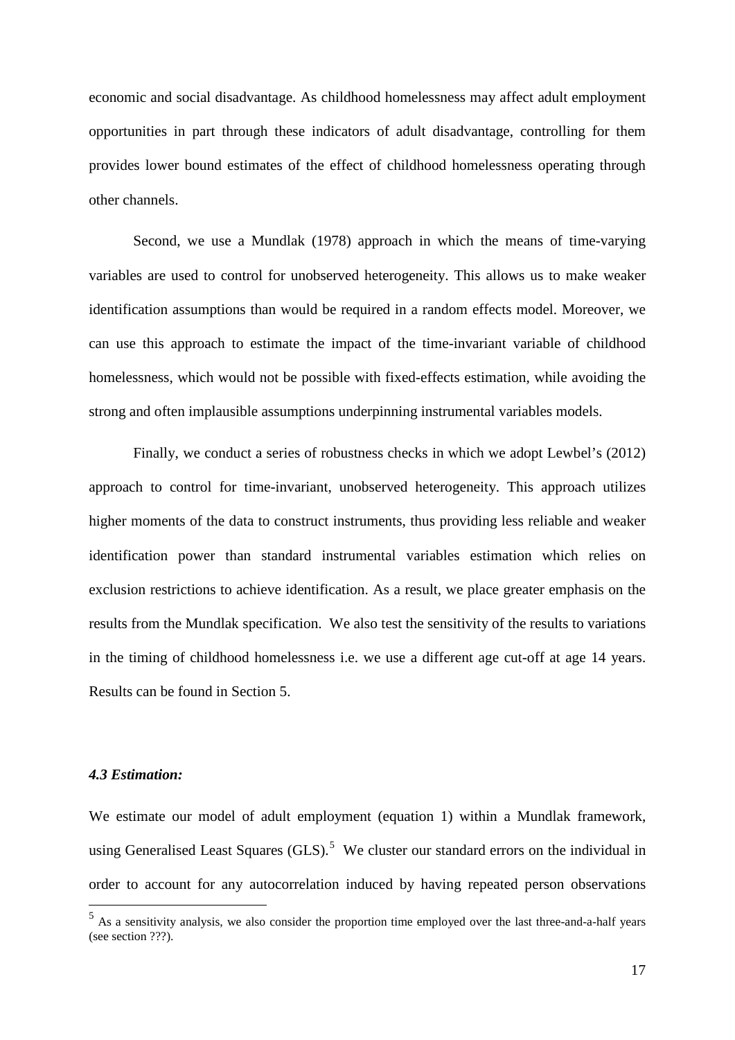economic and social disadvantage. As childhood homelessness may affect adult employment opportunities in part through these indicators of adult disadvantage, controlling for them provides lower bound estimates of the effect of childhood homelessness operating through other channels.

Second, we use a Mundlak (1978) approach in which the means of time-varying variables are used to control for unobserved heterogeneity. This allows us to make weaker identification assumptions than would be required in a random effects model. Moreover, we can use this approach to estimate the impact of the time-invariant variable of childhood homelessness, which would not be possible with fixed-effects estimation, while avoiding the strong and often implausible assumptions underpinning instrumental variables models.

Finally, we conduct a series of robustness checks in which we adopt Lewbel's (2012) approach to control for time-invariant, unobserved heterogeneity. This approach utilizes higher moments of the data to construct instruments, thus providing less reliable and weaker identification power than standard instrumental variables estimation which relies on exclusion restrictions to achieve identification. As a result, we place greater emphasis on the results from the Mundlak specification. We also test the sensitivity of the results to variations in the timing of childhood homelessness i.e. we use a different age cut-off at age 14 years. Results can be found in Section 5.

### *4.3 Estimation:*

We estimate our model of adult employment (equation 1) within a Mundlak framework, using Generalised Least Squares (GLS).[5] We cluster our standard errors on the individual in order to account for any autocorrelation induced by having repeated person observations

[5] As a sensitivity analysis, we also consider the proportion time employed over the last three-and-a-half years (see section ???).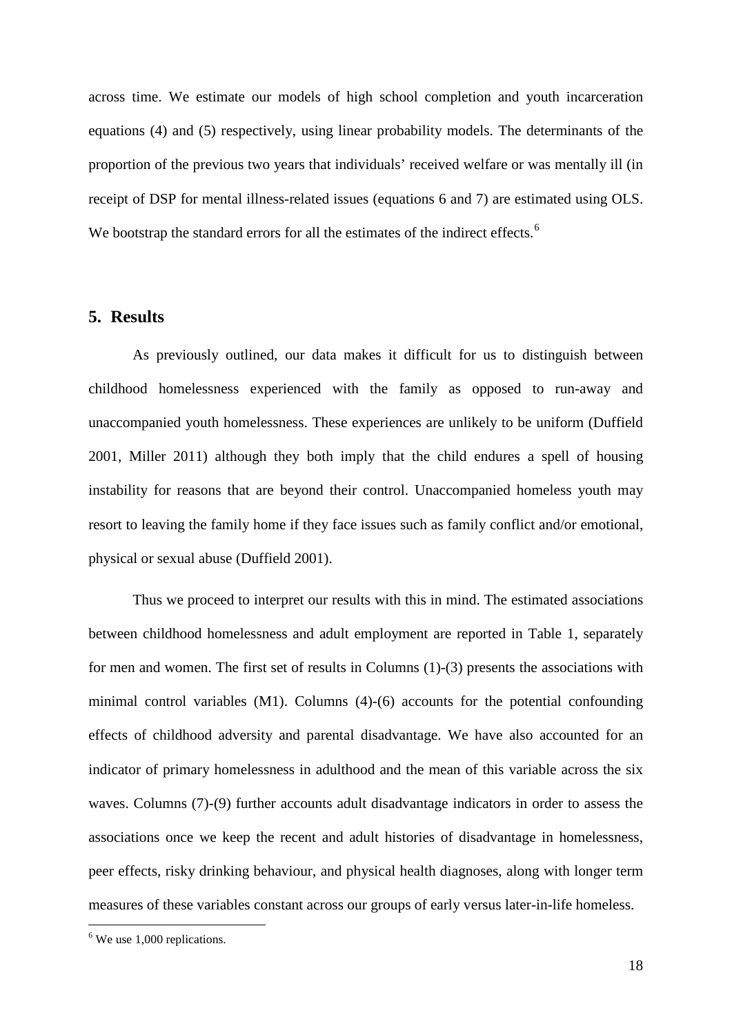across time. We estimate our models of high school completion and youth incarceration equations (4) and (5) respectively, using linear probability models. The determinants of the proportion of the previous two years that individuals' received welfare or was mentally ill (in receipt of DSP for mental illness-related issues (equations 6 and 7) are estimated using OLS. We bootstrap the standard errors for all the estimates of the indirect effects.[6]

## 5. Results

As previously outlined, our data makes it difficult for us to distinguish between childhood homelessness experienced with the family as opposed to run-away and unaccompanied youth homelessness. These experiences are unlikely to be uniform (Duffield 2001, Miller 2011) although they both imply that the child endures a spell of housing instability for reasons that are beyond their control. Unaccompanied homeless youth may resort to leaving the family home if they face issues such as family conflict and/or emotional, physical or sexual abuse (Duffield 2001).

Thus we proceed to interpret our results with this in mind. The estimated associations between childhood homelessness and adult employment are reported in Table 1, separately for men and women. The first set of results in Columns (1)-(3) presents the associations with minimal control variables (M1). Columns (4)-(6) accounts for the potential confounding effects of childhood adversity and parental disadvantage. We have also accounted for an indicator of primary homelessness in adulthood and the mean of this variable across the six waves. Columns (7)-(9) further accounts adult disadvantage indicators in order to assess the associations once we keep the recent and adult histories of disadvantage in homelessness, peer effects, risky drinking behaviour, and physical health diagnoses, along with longer term measures of these variables constant across our groups of early versus later-in-life homeless.

[6] We use 1,000 replications.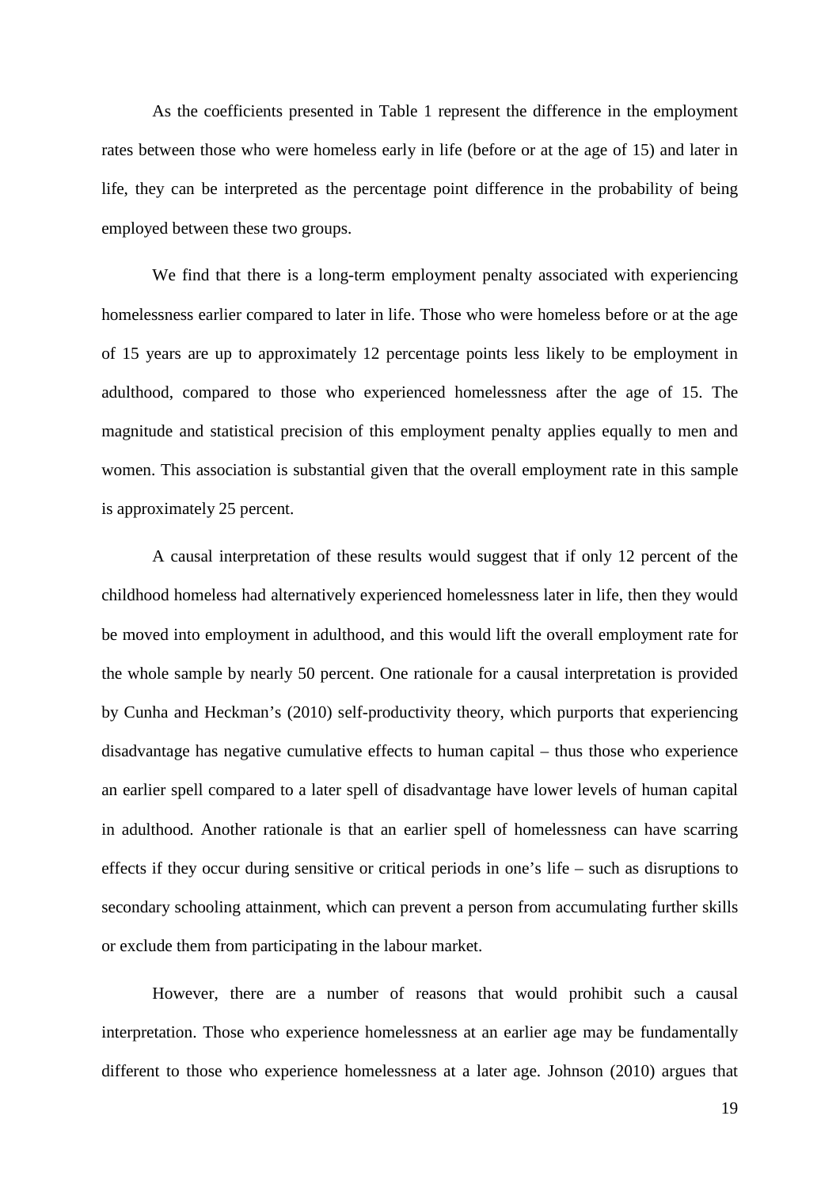As the coefficients presented in Table 1 represent the difference in the employment rates between those who were homeless early in life (before or at the age of 15) and later in life, they can be interpreted as the percentage point difference in the probability of being employed between these two groups.

We find that there is a long-term employment penalty associated with experiencing homelessness earlier compared to later in life. Those who were homeless before or at the age of 15 years are up to approximately 12 percentage points less likely to be employment in adulthood, compared to those who experienced homelessness after the age of 15. The magnitude and statistical precision of this employment penalty applies equally to men and women. This association is substantial given that the overall employment rate in this sample is approximately 25 percent.

A causal interpretation of these results would suggest that if only 12 percent of the childhood homeless had alternatively experienced homelessness later in life, then they would be moved into employment in adulthood, and this would lift the overall employment rate for the whole sample by nearly 50 percent. One rationale for a causal interpretation is provided by Cunha and Heckman's (2010) self-productivity theory, which purports that experiencing disadvantage has negative cumulative effects to human capital – thus those who experience an earlier spell compared to a later spell of disadvantage have lower levels of human capital in adulthood. Another rationale is that an earlier spell of homelessness can have scarring effects if they occur during sensitive or critical periods in one's life – such as disruptions to secondary schooling attainment, which can prevent a person from accumulating further skills or exclude them from participating in the labour market.

However, there are a number of reasons that would prohibit such a causal interpretation. Those who experience homelessness at an earlier age may be fundamentally different to those who experience homelessness at a later age. Johnson (2010) argues that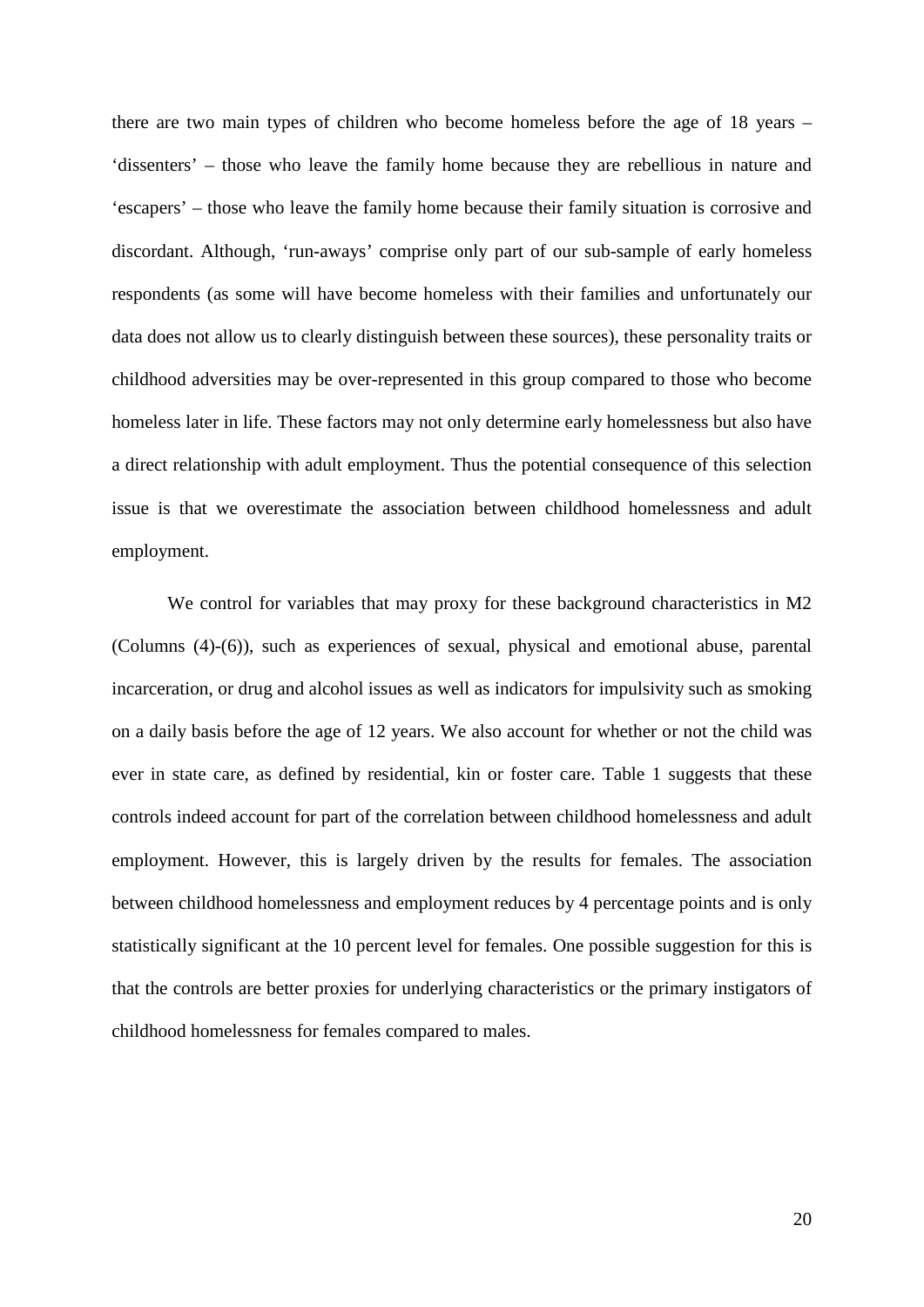there are two main types of children who become homeless before the age of 18 years – 'dissenters' – those who leave the family home because they are rebellious in nature and 'escapers' – those who leave the family home because their family situation is corrosive and discordant. Although, 'run-aways' comprise only part of our sub-sample of early homeless respondents (as some will have become homeless with their families and unfortunately our data does not allow us to clearly distinguish between these sources), these personality traits or childhood adversities may be over-represented in this group compared to those who become homeless later in life. These factors may not only determine early homelessness but also have a direct relationship with adult employment. Thus the potential consequence of this selection issue is that we overestimate the association between childhood homelessness and adult employment.

We control for variables that may proxy for these background characteristics in M2 (Columns (4)-(6)), such as experiences of sexual, physical and emotional abuse, parental incarceration, or drug and alcohol issues as well as indicators for impulsivity such as smoking on a daily basis before the age of 12 years. We also account for whether or not the child was ever in state care, as defined by residential, kin or foster care. Table 1 suggests that these controls indeed account for part of the correlation between childhood homelessness and adult employment. However, this is largely driven by the results for females. The association between childhood homelessness and employment reduces by 4 percentage points and is only statistically significant at the 10 percent level for females. One possible suggestion for this is that the controls are better proxies for underlying characteristics or the primary instigators of childhood homelessness for females compared to males.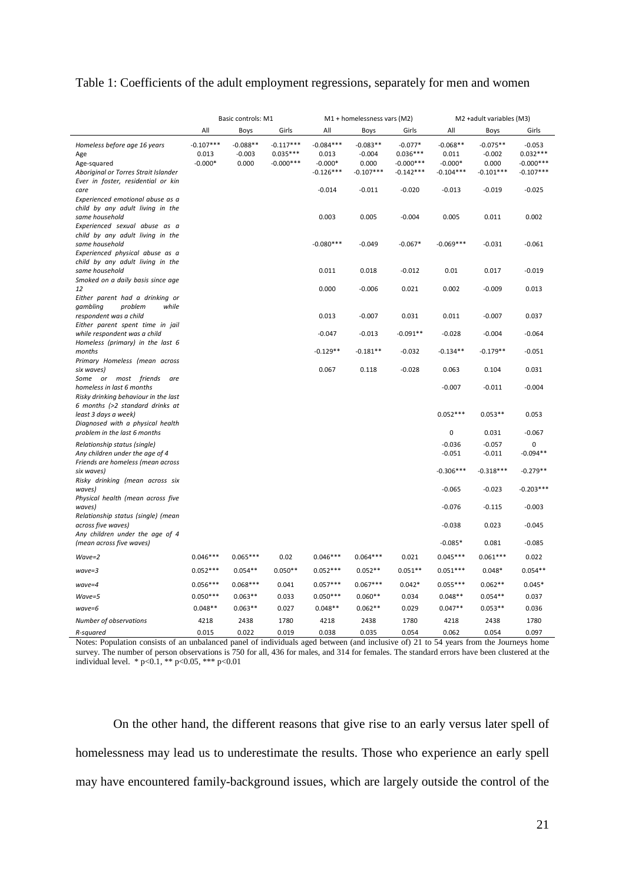Table 1: Coefficients of the adult employment regressions, separately for men and women

| | Basic controls: M1 | | | M1 + homelessness vars (M2) | | | M2 +adult variables (M3) | | |
|---|---|---|---|---|---|---|---|---|---|
| | All | Boys | Girls | All | Boys | Girls | All | Boys | Girls |
| *Homeless before age 16 years* | -0.107*** | -0.088** | -0.117*** | -0.084*** | -0.083** | -0.077* | -0.068** | -0.075** | -0.053 |
| *Age* | 0.013 | -0.003 | 0.035*** | 0.013 | -0.004 | 0.036*** | 0.011 | -0.002 | 0.032*** |
| *Age-squared* | -0.000* | 0.000 | -0.000*** | -0.000* | 0.000 | -0.000*** | -0.000* | 0.000 | -0.000*** |
| *Aboriginal or Torres Strait Islander* | | | | -0.126*** | -0.107*** | -0.142*** | -0.104*** | -0.101*** | -0.107*** |
| *Ever in foster, residential or kin care* | | | | -0.014 | -0.011 | -0.020 | -0.013 | -0.019 | -0.025 |
| *Experienced emotional abuse as a child by any adult living in the same household* | | | | 0.003 | 0.005 | -0.004 | 0.005 | 0.011 | 0.002 |
| *Experienced sexual abuse as a child by any adult living in the same household* | | | | -0.080*** | -0.049 | -0.067* | -0.069*** | -0.031 | -0.061 |
| *Experienced physical abuse as a child by any adult living in the same household* | | | | 0.011 | 0.018 | -0.012 | 0.01 | 0.017 | -0.019 |
| *Smoked on a daily basis since age 12* | | | | 0.000 | -0.006 | 0.021 | 0.002 | -0.009 | 0.013 |
| *Either parent had a drinking or gambling problem while respondent was a child* | | | | 0.013 | -0.007 | 0.031 | 0.011 | -0.007 | 0.037 |
| *Either parent spent time in jail while respondent was a child* | | | | -0.047 | -0.013 | -0.091** | -0.028 | -0.004 | -0.064 |
| *Homeless (primary) in the last 6 months* | | | | -0.129** | -0.181** | -0.032 | -0.134** | -0.179** | -0.051 |
| *Primary Homeless (mean across six waves)* | | | | 0.067 | 0.118 | -0.028 | 0.063 | 0.104 | 0.031 |
| *Some or most friends are homeless in last 6 months* | | | | | | | -0.007 | -0.011 | -0.004 |
| *Risky drinking behaviour in the last 6 months (>2 standard drinks at least 3 days a week)* | | | | | | | 0.052*** | 0.053** | 0.053 |
| *Diagnosed with a physical health problem in the last 6 months* | | | | | | | 0 | 0.031 | -0.067 |
| *Relationship status (single)* | | | | | | | -0.036 | -0.057 | 0 |
| *Any children under the age of 4* | | | | | | | -0.051 | -0.011 | -0.094** |
| *Friends are homeless (mean across six waves)* | | | | | | | -0.306*** | -0.318*** | -0.279** |
| *Risky drinking (mean across six waves)* | | | | | | | -0.065 | -0.023 | -0.203*** |
| *Physical health (mean across five waves)* | | | | | | | -0.076 | -0.115 | -0.003 |
| *Relationship status (single) (mean across five waves)* | | | | | | | -0.038 | 0.023 | -0.045 |
| *Any children under the age of 4 (mean across five waves)* | | | | | | | -0.085* | 0.081 | -0.085 |
| *Wave=2* | 0.046*** | 0.065*** | 0.02 | 0.046*** | 0.064*** | 0.021 | 0.045*** | 0.061*** | 0.022 |
| *wave=3* | 0.052*** | 0.054** | 0.050** | 0.052*** | 0.052** | 0.051** | 0.051*** | 0.048* | 0.054** |
| *wave=4* | 0.056*** | 0.068*** | 0.041 | 0.057*** | 0.067*** | 0.042* | 0.055*** | 0.062** | 0.045* |
| *Wave=5* | 0.050*** | 0.063** | 0.033 | 0.050*** | 0.060** | 0.034 | 0.048** | 0.054** | 0.037 |
| *wave=6* | 0.048** | 0.063** | 0.027 | 0.048** | 0.062** | 0.029 | 0.047** | 0.053** | 0.036 |
| *Number of observations* | 4218 | 2438 | 1780 | 4218 | 2438 | 1780 | 4218 | 2438 | 1780 |
| *R-squared* | 0.015 | 0.022 | 0.019 | 0.038 | 0.035 | 0.054 | 0.062 | 0.054 | 0.097 |

Notes: Population consists of an unbalanced panel of individuals aged between (and inclusive of) 21 to 54 years from the Journeys home survey. The number of person observations is 750 for all, 436 for males, and 314 for females. The standard errors have been clustered at the individual level. * p<0.1, ** p<0.05, *** p<0.01

On the other hand, the different reasons that give rise to an early versus later spell of homelessness may lead us to underestimate the results. Those who experience an early spell may have encountered family-background issues, which are largely outside the control of the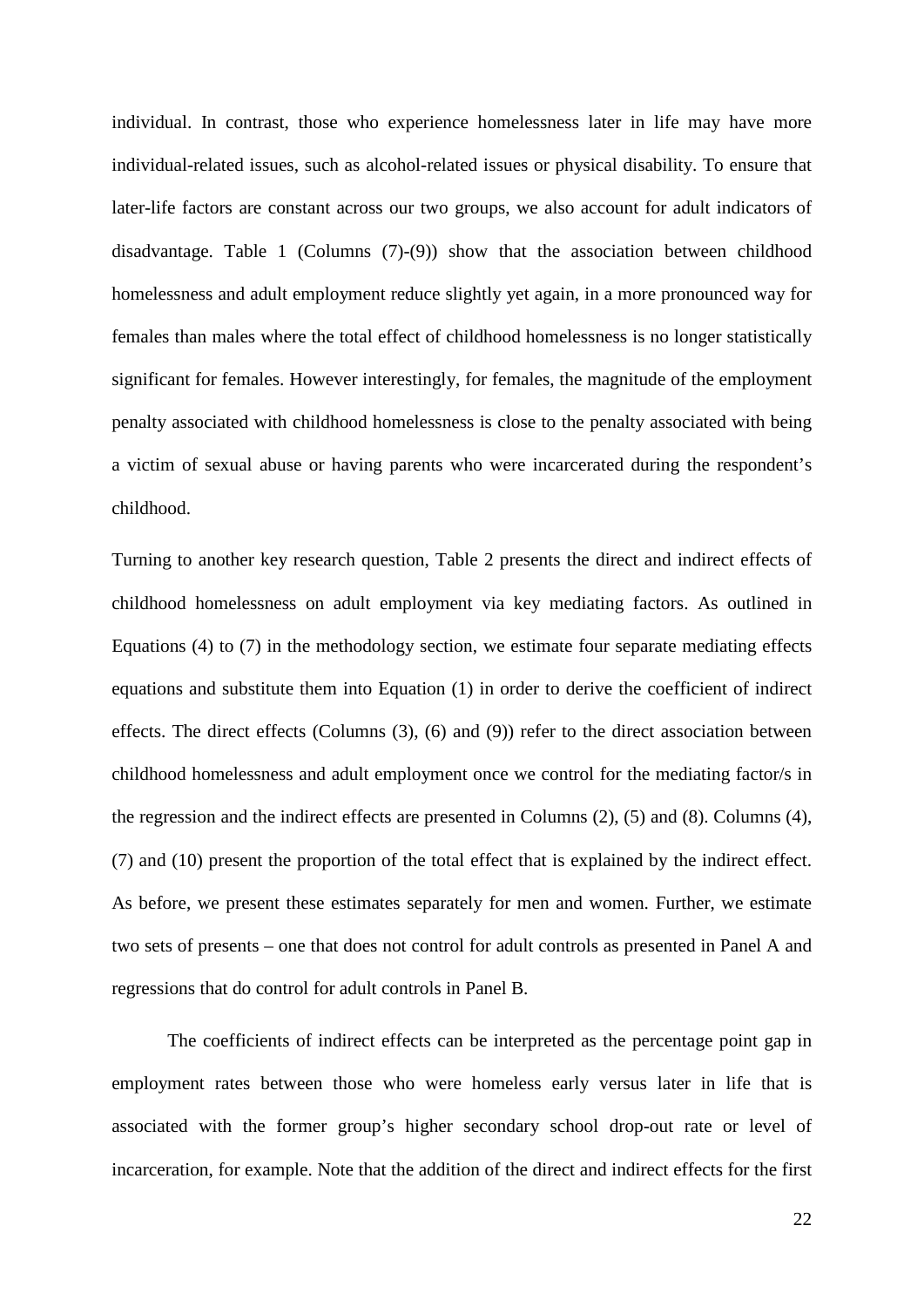individual. In contrast, those who experience homelessness later in life may have more individual-related issues, such as alcohol-related issues or physical disability. To ensure that later-life factors are constant across our two groups, we also account for adult indicators of disadvantage. Table 1 (Columns (7)-(9)) show that the association between childhood homelessness and adult employment reduce slightly yet again, in a more pronounced way for females than males where the total effect of childhood homelessness is no longer statistically significant for females. However interestingly, for females, the magnitude of the employment penalty associated with childhood homelessness is close to the penalty associated with being a victim of sexual abuse or having parents who were incarcerated during the respondent's childhood.

Turning to another key research question, Table 2 presents the direct and indirect effects of childhood homelessness on adult employment via key mediating factors. As outlined in Equations (4) to (7) in the methodology section, we estimate four separate mediating effects equations and substitute them into Equation (1) in order to derive the coefficient of indirect effects. The direct effects (Columns (3), (6) and (9)) refer to the direct association between childhood homelessness and adult employment once we control for the mediating factor/s in the regression and the indirect effects are presented in Columns (2), (5) and (8). Columns (4), (7) and (10) present the proportion of the total effect that is explained by the indirect effect. As before, we present these estimates separately for men and women. Further, we estimate two sets of presents – one that does not control for adult controls as presented in Panel A and regressions that do control for adult controls in Panel B.

The coefficients of indirect effects can be interpreted as the percentage point gap in employment rates between those who were homeless early versus later in life that is associated with the former group's higher secondary school drop-out rate or level of incarceration, for example. Note that the addition of the direct and indirect effects for the first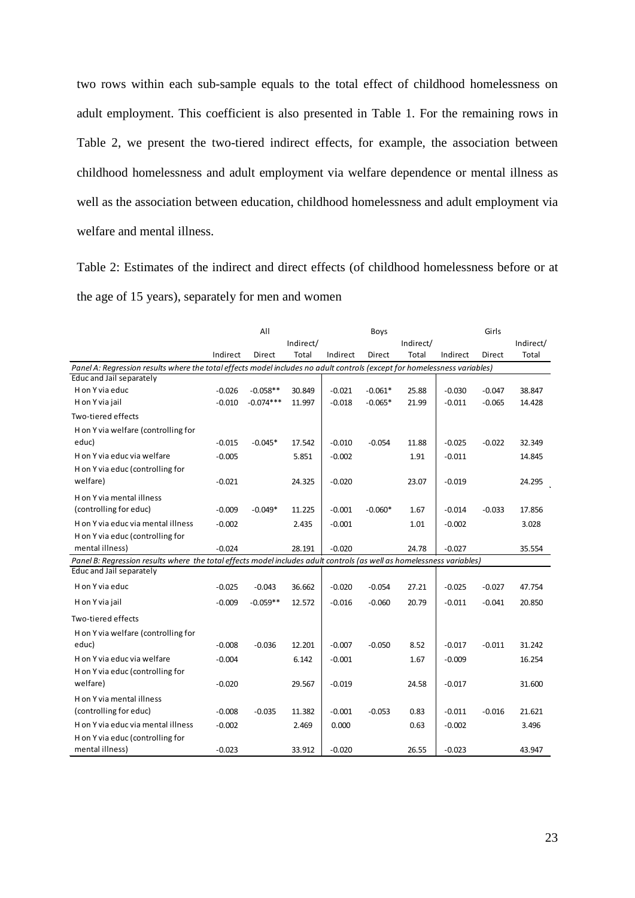two rows within each sub-sample equals to the total effect of childhood homelessness on adult employment. This coefficient is also presented in Table 1. For the remaining rows in Table 2, we present the two-tiered indirect effects, for example, the association between childhood homelessness and adult employment via welfare dependence or mental illness as well as the association between education, childhood homelessness and adult employment via welfare and mental illness.

Table 2: Estimates of the indirect and direct effects (of childhood homelessness before or at the age of 15 years), separately for men and women

| | All | | | Boys | | | Girls | | |
|---|---|---|---|---|---|---|---|---|---|
| | Indirect | Direct | Indirect/ Total | Indirect | Direct | Indirect/ Total | Indirect | Direct | Indirect/ Total |
| *Panel A: Regression results where the total effects model includes no adult controls (except for homelessness variables)* | | | | | | | | | |
| Educ and Jail separately | | | | | | | | | |
| H on Y via educ | -0.026 | -0.058** | 30.849 | -0.021 | -0.061* | 25.88 | -0.030 | -0.047 | 38.847 |
| H on Y via jail | -0.010 | -0.074*** | 11.997 | -0.018 | -0.065* | 21.99 | -0.011 | -0.065 | 14.428 |
| Two-tiered effects | | | | | | | | | |
| H on Y via welfare (controlling for educ) | -0.015 | -0.045* | 17.542 | -0.010 | -0.054 | 11.88 | -0.025 | -0.022 | 32.349 |
| H on Y via educ via welfare | -0.005 | | 5.851 | -0.002 | | 1.91 | -0.011 | | 14.845 |
| H on Y via educ (controlling for welfare) | -0.021 | | 24.325 | -0.020 | | 23.07 | -0.019 | | 24.295 |
| H on Y via mental illness (controlling for educ) | -0.009 | -0.049* | 11.225 | -0.001 | -0.060* | 1.67 | -0.014 | -0.033 | 17.856 |
| H on Y via educ via mental illness | -0.002 | | 2.435 | -0.001 | | 1.01 | -0.002 | | 3.028 |
| H on Y via educ (controlling for mental illness) | -0.024 | | 28.191 | -0.020 | | 24.78 | -0.027 | | 35.554 |
| *Panel B: Regression results where the total effects model includes adult controls (as well as homelessness variables)* | | | | | | | | | |
| Educ and Jail separately | | | | | | | | | |
| H on Y via educ | -0.025 | -0.043 | 36.662 | -0.020 | -0.054 | 27.21 | -0.025 | -0.027 | 47.754 |
| H on Y via jail | -0.009 | -0.059** | 12.572 | -0.016 | -0.060 | 20.79 | -0.011 | -0.041 | 20.850 |
| Two-tiered effects | | | | | | | | | |
| H on Y via welfare (controlling for educ) | -0.008 | -0.036 | 12.201 | -0.007 | -0.050 | 8.52 | -0.017 | -0.011 | 31.242 |
| H on Y via educ via welfare | -0.004 | | 6.142 | -0.001 | | 1.67 | -0.009 | | 16.254 |
| H on Y via educ (controlling for welfare) | -0.020 | | 29.567 | -0.019 | | 24.58 | -0.017 | | 31.600 |
| H on Y via mental illness (controlling for educ) | -0.008 | -0.035 | 11.382 | -0.001 | -0.053 | 0.83 | -0.011 | -0.016 | 21.621 |
| H on Y via educ via mental illness | -0.002 | | 2.469 | 0.000 | | 0.63 | -0.002 | | 3.496 |
| H on Y via educ (controlling for mental illness) | -0.023 | | 33.912 | -0.020 | | 26.55 | -0.023 | | 43.947 |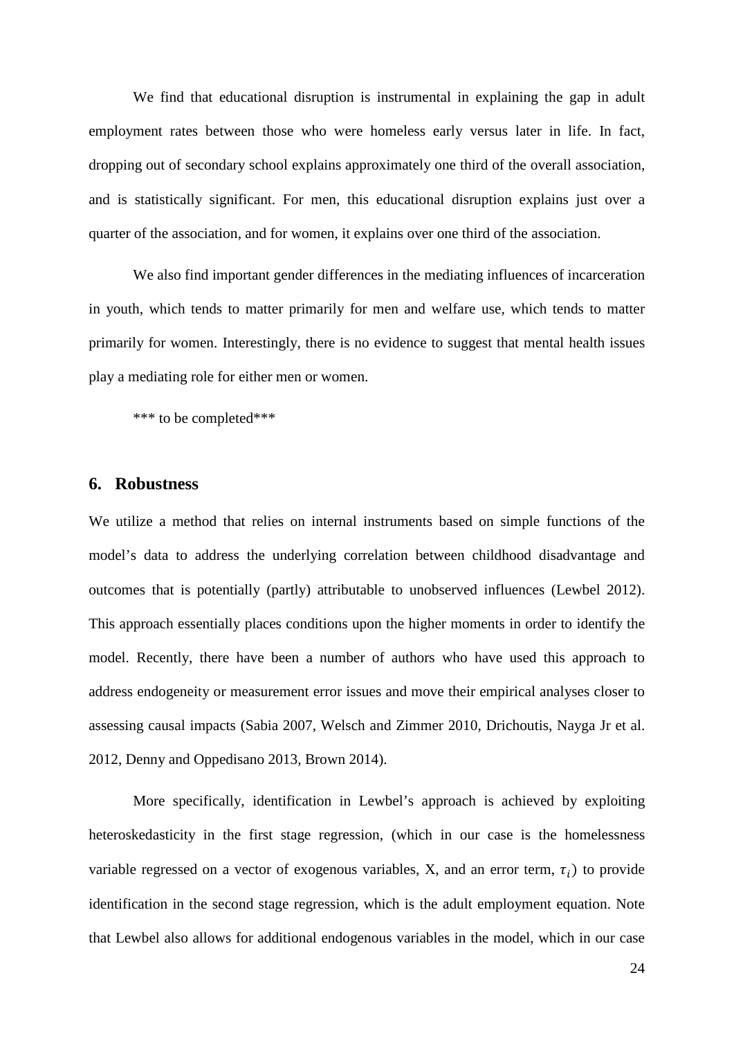We find that educational disruption is instrumental in explaining the gap in adult employment rates between those who were homeless early versus later in life. In fact, dropping out of secondary school explains approximately one third of the overall association, and is statistically significant. For men, this educational disruption explains just over a quarter of the association, and for women, it explains over one third of the association.

We also find important gender differences in the mediating influences of incarceration in youth, which tends to matter primarily for men and welfare use, which tends to matter primarily for women. Interestingly, there is no evidence to suggest that mental health issues play a mediating role for either men or women.

*** to be completed***

## 6. Robustness

We utilize a method that relies on internal instruments based on simple functions of the model's data to address the underlying correlation between childhood disadvantage and outcomes that is potentially (partly) attributable to unobserved influences (Lewbel 2012). This approach essentially places conditions upon the higher moments in order to identify the model. Recently, there have been a number of authors who have used this approach to address endogeneity or measurement error issues and move their empirical analyses closer to assessing causal impacts (Sabia 2007, Welsch and Zimmer 2010, Drichoutis, Nayga Jr et al. 2012, Denny and Oppedisano 2013, Brown 2014).

More specifically, identification in Lewbel's approach is achieved by exploiting heteroskedasticity in the first stage regression, (which in our case is the homelessness variable regressed on a vector of exogenous variables, X, and an error term, $\tau_i$) to provide identification in the second stage regression, which is the adult employment equation. Note that Lewbel also allows for additional endogenous variables in the model, which in our case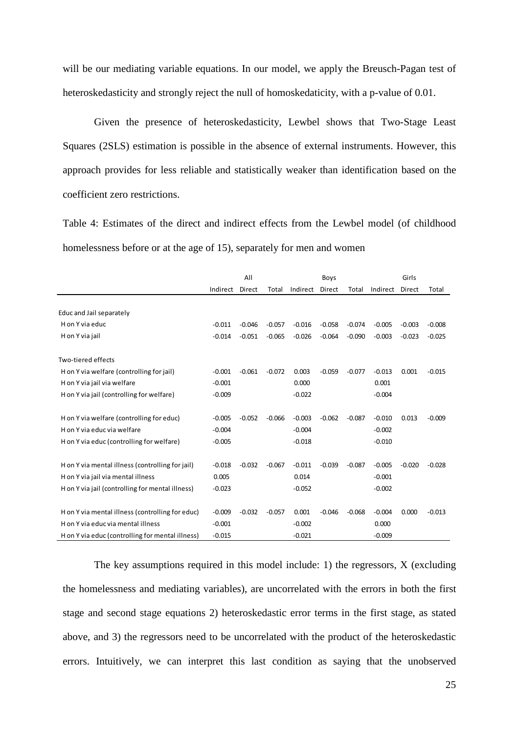will be our mediating variable equations. In our model, we apply the Breusch-Pagan test of heteroskedasticity and strongly reject the null of homoskedaticity, with a p-value of 0.01.

Given the presence of heteroskedasticity, Lewbel shows that Two-Stage Least Squares (2SLS) estimation is possible in the absence of external instruments. However, this approach provides for less reliable and statistically weaker than identification based on the coefficient zero restrictions.

Table 4: Estimates of the direct and indirect effects from the Lewbel model (of childhood homelessness before or at the age of 15), separately for men and women

| | All | | | Boys | | | Girls | | |
|---|---|---|---|---|---|---|---|---|---|
| | Indirect | Direct | Total | Indirect | Direct | Total | Indirect | Direct | Total |
| Educ and Jail separately | | | | | | | | | |
| H on Y via educ | -0.011 | -0.046 | -0.057 | -0.016 | -0.058 | -0.074 | -0.005 | -0.003 | -0.008 |
| H on Y via jail | -0.014 | -0.051 | -0.065 | -0.026 | -0.064 | -0.090 | -0.003 | -0.023 | -0.025 |
| Two-tiered effects | | | | | | | | | |
| H on Y via welfare (controlling for jail) | -0.001 | -0.061 | -0.072 | 0.003 | -0.059 | -0.077 | -0.013 | 0.001 | -0.015 |
| H on Y via jail via welfare | -0.001 | | | 0.000 | | | 0.001 | | |
| H on Y via jail (controlling for welfare) | -0.009 | | | -0.022 | | | -0.004 | | |
| H on Y via welfare (controlling for educ) | -0.005 | -0.052 | -0.066 | -0.003 | -0.062 | -0.087 | -0.010 | 0.013 | -0.009 |
| H on Y via educ via welfare | -0.004 | | | -0.004 | | | -0.002 | | |
| H on Y via educ (controlling for welfare) | -0.005 | | | -0.018 | | | -0.010 | | |
| H on Y via mental illness (controlling for jail) | -0.018 | -0.032 | -0.067 | -0.011 | -0.039 | -0.087 | -0.005 | -0.020 | -0.028 |
| H on Y via jail via mental illness | 0.005 | | | 0.014 | | | -0.001 | | |
| H on Y via jail (controlling for mental illness) | -0.023 | | | -0.052 | | | -0.002 | | |
| H on Y via mental illness (controlling for educ) | -0.009 | -0.032 | -0.057 | 0.001 | -0.046 | -0.068 | -0.004 | 0.000 | -0.013 |
| H on Y via educ via mental illness | -0.001 | | | -0.002 | | | 0.000 | | |
| H on Y via educ (controlling for mental illness) | -0.015 | | | -0.021 | | | -0.009 | | |

The key assumptions required in this model include: 1) the regressors, X (excluding the homelessness and mediating variables), are uncorrelated with the errors in both the first stage and second stage equations 2) heteroskedastic error terms in the first stage, as stated above, and 3) the regressors need to be uncorrelated with the product of the heteroskedastic errors. Intuitively, we can interpret this last condition as saying that the unobserved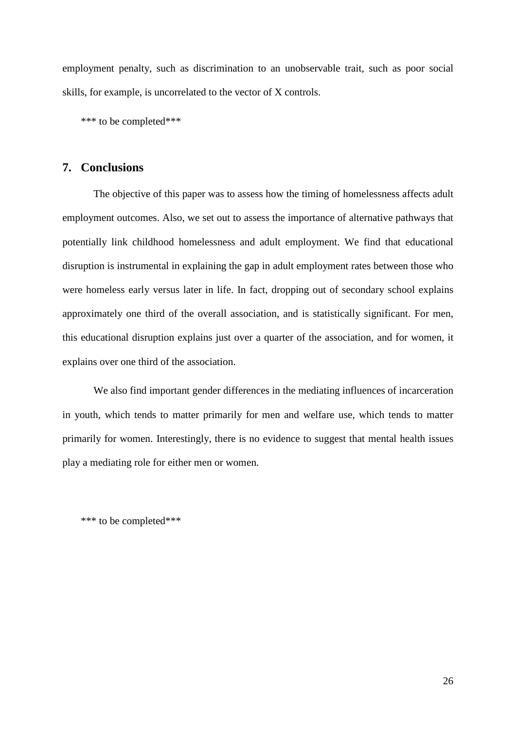employment penalty, such as discrimination to an unobservable trait, such as poor social skills, for example, is uncorrelated to the vector of X controls.

*** to be completed***

## 7. Conclusions

The objective of this paper was to assess how the timing of homelessness affects adult employment outcomes. Also, we set out to assess the importance of alternative pathways that potentially link childhood homelessness and adult employment. We find that educational disruption is instrumental in explaining the gap in adult employment rates between those who were homeless early versus later in life. In fact, dropping out of secondary school explains approximately one third of the overall association, and is statistically significant. For men, this educational disruption explains just over a quarter of the association, and for women, it explains over one third of the association.

We also find important gender differences in the mediating influences of incarceration in youth, which tends to matter primarily for men and welfare use, which tends to matter primarily for women. Interestingly, there is no evidence to suggest that mental health issues play a mediating role for either men or women.

*** to be completed***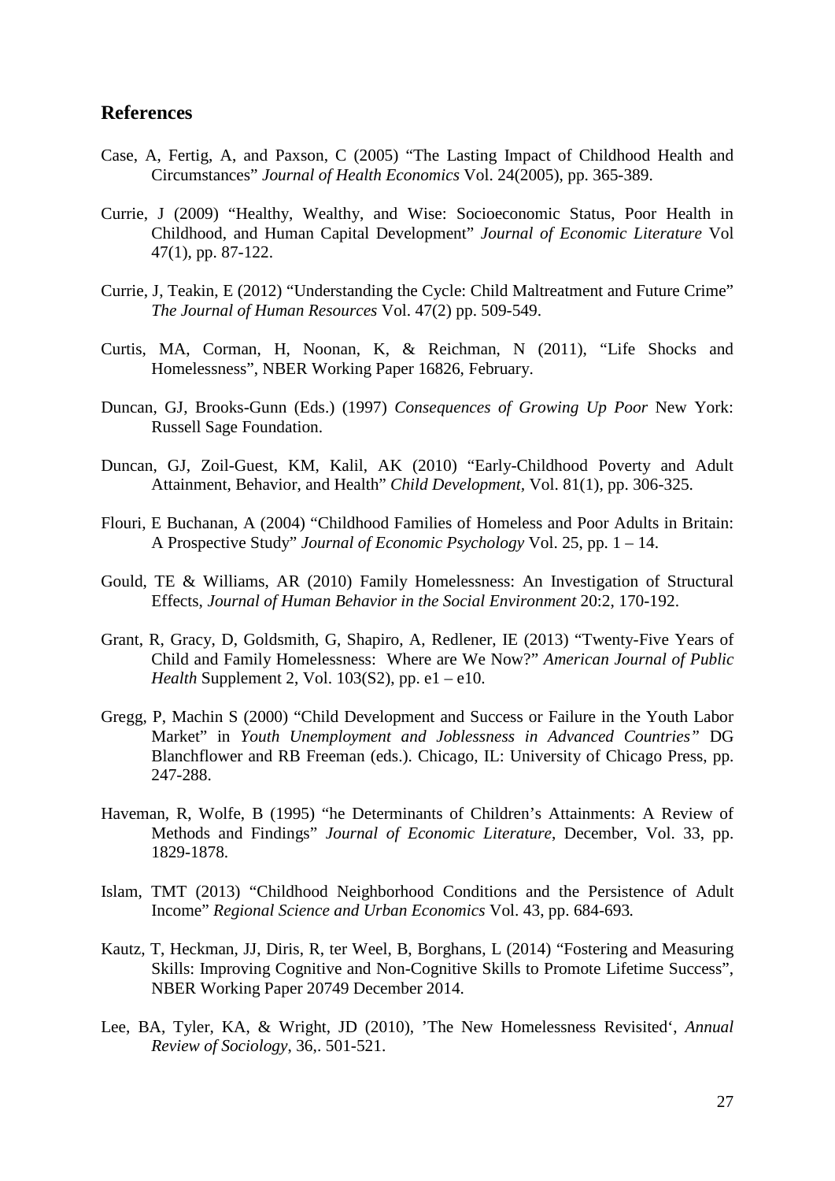## References

Case, A, Fertig, A, and Paxson, C (2005) "The Lasting Impact of Childhood Health and Circumstances" *Journal of Health Economics* Vol. 24(2005), pp. 365-389.

Currie, J (2009) "Healthy, Wealthy, and Wise: Socioeconomic Status, Poor Health in Childhood, and Human Capital Development" *Journal of Economic Literature* Vol 47(1), pp. 87-122.

Currie, J, Teakin, E (2012) "Understanding the Cycle: Child Maltreatment and Future Crime" *The Journal of Human Resources* Vol. 47(2) pp. 509-549.

Curtis, MA, Corman, H, Noonan, K, & Reichman, N (2011), "Life Shocks and Homelessness", NBER Working Paper 16826, February.

Duncan, GJ, Brooks-Gunn (Eds.) (1997) *Consequences of Growing Up Poor* New York: Russell Sage Foundation.

Duncan, GJ, Zoil-Guest, KM, Kalil, AK (2010) "Early-Childhood Poverty and Adult Attainment, Behavior, and Health" *Child Development*, Vol. 81(1), pp. 306-325.

Flouri, E Buchanan, A (2004) "Childhood Families of Homeless and Poor Adults in Britain: A Prospective Study" *Journal of Economic Psychology* Vol. 25, pp. 1 – 14.

Gould, TE & Williams, AR (2010) Family Homelessness: An Investigation of Structural Effects, *Journal of Human Behavior in the Social Environment* 20:2, 170-192.

Grant, R, Gracy, D, Goldsmith, G, Shapiro, A, Redlener, IE (2013) "Twenty-Five Years of Child and Family Homelessness: Where are We Now?" *American Journal of Public Health* Supplement 2, Vol. 103(S2), pp. e1 – e10.

Gregg, P, Machin S (2000) "Child Development and Success or Failure in the Youth Labor Market" in *Youth Unemployment and Joblessness in Advanced Countries"* DG Blanchflower and RB Freeman (eds.). Chicago, IL: University of Chicago Press, pp. 247-288.

Haveman, R, Wolfe, B (1995) "he Determinants of Children's Attainments: A Review of Methods and Findings" *Journal of Economic Literature*, December, Vol. 33, pp. 1829-1878.

Islam, TMT (2013) "Childhood Neighborhood Conditions and the Persistence of Adult Income" *Regional Science and Urban Economics* Vol. 43, pp. 684-693.

Kautz, T, Heckman, JJ, Diris, R, ter Weel, B, Borghans, L (2014) "Fostering and Measuring Skills: Improving Cognitive and Non-Cognitive Skills to Promote Lifetime Success", NBER Working Paper 20749 December 2014.

Lee, BA, Tyler, KA, & Wright, JD (2010), 'The New Homelessness Revisited', *Annual Review of Sociology*, 36,. 501-521.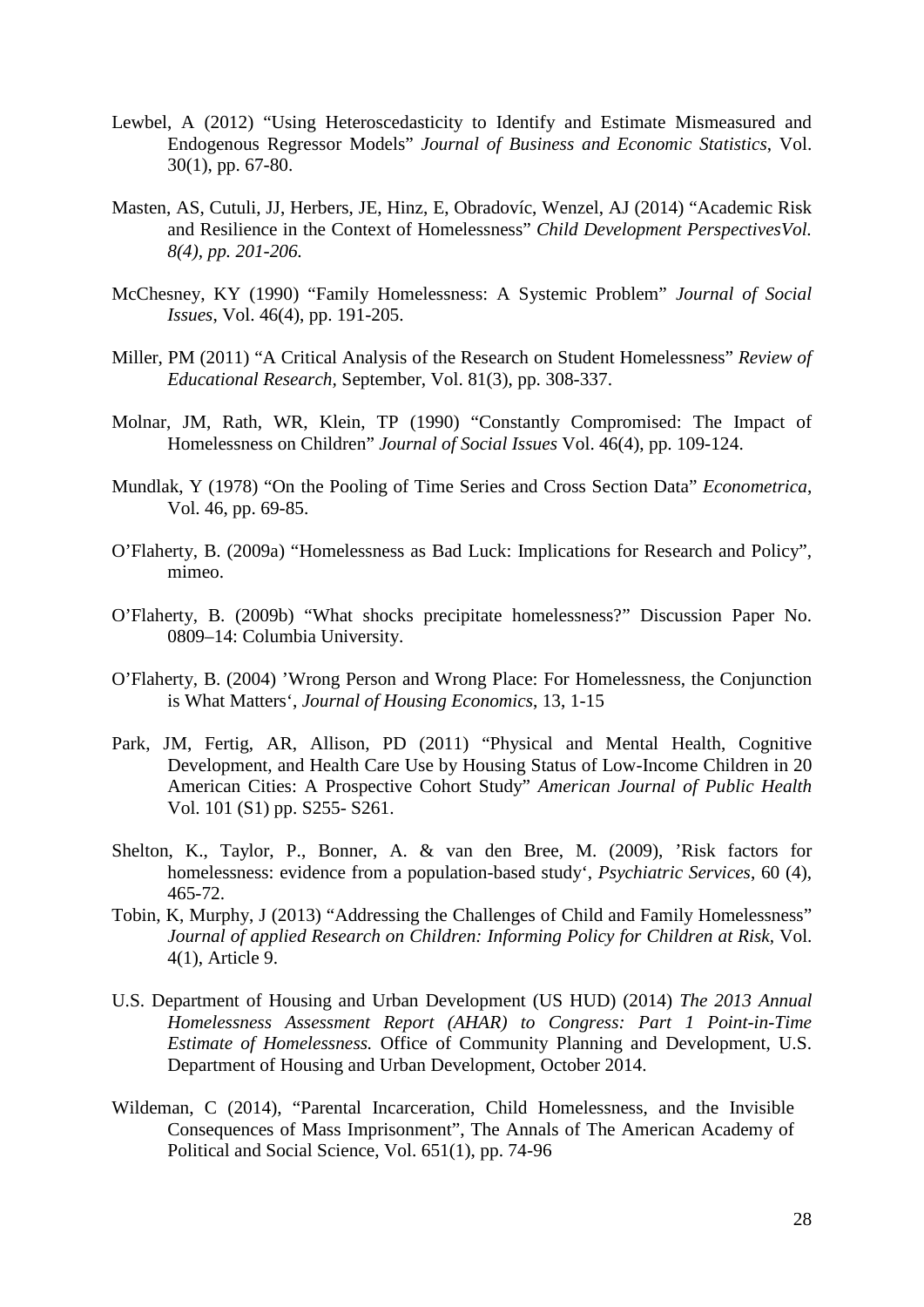Lewbel, A (2012) "Using Heteroscedasticity to Identify and Estimate Mismeasured and Endogenous Regressor Models" *Journal of Business and Economic Statistics*, Vol. 30(1), pp. 67-80.

Masten, AS, Cutuli, JJ, Herbers, JE, Hinz, E, Obradovíc, Wenzel, AJ (2014) "Academic Risk and Resilience in the Context of Homelessness" *Child Development PerspectivesVol. 8(4), pp. 201-206.*

McChesney, KY (1990) "Family Homelessness: A Systemic Problem" *Journal of Social Issues*, Vol. 46(4), pp. 191-205.

Miller, PM (2011) "A Critical Analysis of the Research on Student Homelessness" *Review of Educational Research,* September, Vol. 81(3), pp. 308-337.

Molnar, JM, Rath, WR, Klein, TP (1990) "Constantly Compromised: The Impact of Homelessness on Children" *Journal of Social Issues* Vol. 46(4), pp. 109-124.

Mundlak, Y (1978) "On the Pooling of Time Series and Cross Section Data" *Econometrica*, Vol. 46, pp. 69-85.

O'Flaherty, B. (2009a) "Homelessness as Bad Luck: Implications for Research and Policy", mimeo.

O'Flaherty, B. (2009b) "What shocks precipitate homelessness?" Discussion Paper No. 0809–14: Columbia University.

O'Flaherty, B. (2004) 'Wrong Person and Wrong Place: For Homelessness, the Conjunction is What Matters', *Journal of Housing Economics*, 13, 1-15

Park, JM, Fertig, AR, Allison, PD (2011) "Physical and Mental Health, Cognitive Development, and Health Care Use by Housing Status of Low-Income Children in 20 American Cities: A Prospective Cohort Study" *American Journal of Public Health* Vol. 101 (S1) pp. S255- S261.

Shelton, K., Taylor, P., Bonner, A. & van den Bree, M. (2009), 'Risk factors for homelessness: evidence from a population-based study', *Psychiatric Services*, 60 (4), 465-72.

Tobin, K, Murphy, J (2013) "Addressing the Challenges of Child and Family Homelessness" *Journal of applied Research on Children: Informing Policy for Children at Risk*, Vol. 4(1), Article 9.

U.S. Department of Housing and Urban Development (US HUD) (2014) *The 2013 Annual Homelessness Assessment Report (AHAR) to Congress: Part 1 Point-in-Time Estimate of Homelessness.* Office of Community Planning and Development, U.S. Department of Housing and Urban Development, October 2014.

Wildeman, C (2014), "Parental Incarceration, Child Homelessness, and the Invisible Consequences of Mass Imprisonment", The Annals of The American Academy of Political and Social Science, Vol. 651(1), pp. 74-96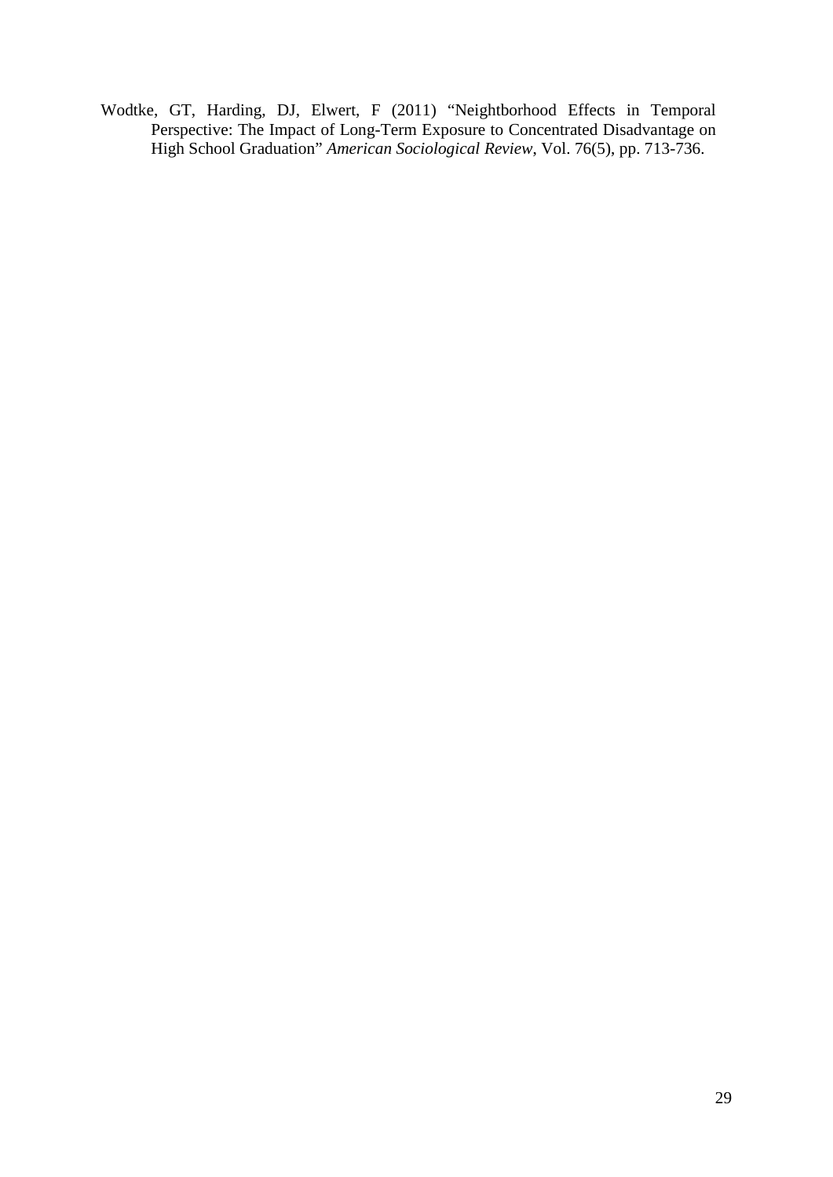Wodtke, GT, Harding, DJ, Elwert, F (2011) "Neighborhood Effects in Temporal Perspective: The Impact of Long-Term Exposure to Concentrated Disadvantage on High School Graduation" *American Sociological Review*, Vol. 76(5), pp. 713-736.